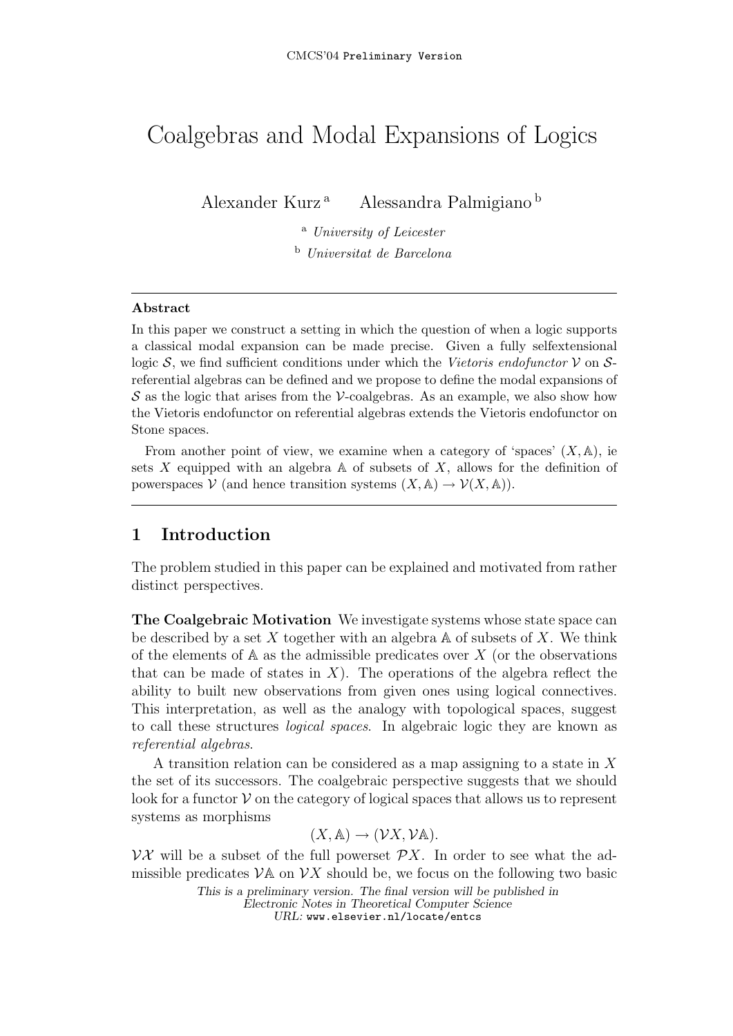# Coalgebras and Modal Expansions of Logics

Alexander Kurz [a] Alessandra Palmigiano [b]

[a] *University of Leicester*

[b] *Universitat de Barcelona*

---

**Abstract**

In this paper we construct a setting in which the question of when a logic supports a classical modal expansion can be made precise. Given a fully selfextensional logic $\mathcal{S}$, we find sufficient conditions under which the *Vietoris endofunctor* $\mathcal{V}$ on $\mathcal{S}$-referential algebras can be defined and we propose to define the modal expansions of $\mathcal{S}$ as the logic that arises from the $\mathcal{V}$-coalgebras. As an example, we also show how the Vietoris endofunctor on referential algebras extends the Vietoris endofunctor on Stone spaces.

From another point of view, we examine when a category of 'spaces' $(X, \mathbb{A})$, ie sets $X$ equipped with an algebra $\mathbb{A}$ of subsets of $X$, allows for the definition of powerspaces $\mathcal{V}$ (and hence transition systems $(X, \mathbb{A}) \to \mathcal{V}(X, \mathbb{A})$).

---

## 1 Introduction

The problem studied in this paper can be explained and motivated from rather distinct perspectives.

**The Coalgebraic Motivation** We investigate systems whose state space can be described by a set $X$ together with an algebra $\mathbb{A}$ of subsets of $X$. We think of the elements of $\mathbb{A}$ as the admissible predicates over $X$ (or the observations that can be made of states in $X$). The operations of the algebra reflect the ability to built new observations from given ones using logical connectives. This interpretation, as well as the analogy with topological spaces, suggest to call these structures *logical spaces*. In algebraic logic they are known as *referential algebras*.

A transition relation can be considered as a map assigning to a state in $X$ the set of its successors. The coalgebraic perspective suggests that we should look for a functor $\mathcal{V}$ on the category of logical spaces that allows us to represent systems as morphisms

$$(X, \mathbb{A}) \to (\mathcal{V}X, \mathcal{V}\mathbb{A}).$$

$\mathcal{V}\mathcal{X}$ will be a subset of the full powerset $\mathcal{P}X$. In order to see what the admissible predicates $\mathcal{V}\mathbb{A}$ on $\mathcal{V}X$ should be, we focus on the following two basic

*This is a preliminary version. The final version will be published in Electronic Notes in Theoretical Computer Science URL:* www.elsevier.nl/locate/entcs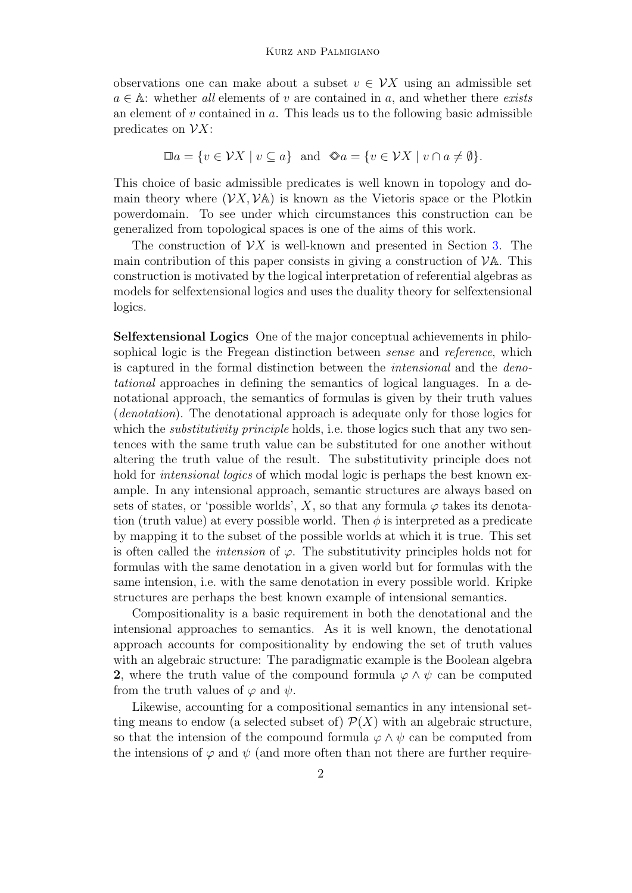observations one can make about a subset $v \in \mathcal{V}X$ using an admissible set $a \in \mathbb{A}$: whether *all* elements of $v$ are contained in $a$, and whether there *exists* an element of $v$ contained in $a$. This leads us to the following basic admissible predicates on $\mathcal{V}X$:

$$\Box a = \{v \in \mathcal{V}X \mid v \subseteq a\} \text{ and } \Diamond a = \{v \in \mathcal{V}X \mid v \cap a \neq \emptyset\}.$$

This choice of basic admissible predicates is well known in topology and domain theory where $(\mathcal{V}X, \mathcal{V}\mathbb{A})$ is known as the Vietoris space or the Plotkin powerdomain. To see under which circumstances this construction can be generalized from topological spaces is one of the aims of this work.

The construction of $\mathcal{V}X$ is well-known and presented in Section 3. The main contribution of this paper consists in giving a construction of $\mathcal{V}\mathbb{A}$. This construction is motivated by the logical interpretation of referential algebras as models for selfextensional logics and uses the duality theory for selfextensional logics.

**Selfextensional Logics** One of the major conceptual achievements in philosophical logic is the Fregean distinction between *sense* and *reference*, which is captured in the formal distinction between the *intensional* and the *denotational* approaches in defining the semantics of logical languages. In a denotational approach, the semantics of formulas is given by their truth values (*denotation*). The denotational approach is adequate only for those logics for which the *substitutivity principle* holds, i.e. those logics such that any two sentences with the same truth value can be substituted for one another without altering the truth value of the result. The substitutivity principle does not hold for *intensional logics* of which modal logic is perhaps the best known example. In any intensional approach, semantic structures are always based on sets of states, or 'possible worlds', $X$, so that any formula $\varphi$ takes its denotation (truth value) at every possible world. Then $\phi$ is interpreted as a predicate by mapping it to the subset of the possible worlds at which it is true. This set is often called the *intension* of $\varphi$. The substitutivity principles holds not for formulas with the same denotation in a given world but for formulas with the same intension, i.e. with the same denotation in every possible world. Kripke structures are perhaps the best known example of intensional semantics.

Compositionality is a basic requirement in both the denotational and the intensional approaches to semantics. As it is well known, the denotational approach accounts for compositionality by endowing the set of truth values with an algebraic structure: The paradigmatic example is the Boolean algebra $\mathbf{2}$, where the truth value of the compound formula $\varphi \wedge \psi$ can be computed from the truth values of $\varphi$ and $\psi$.

Likewise, accounting for a compositional semantics in any intensional setting means to endow (a selected subset of) $\mathcal{P}(X)$ with an algebraic structure, so that the intension of the compound formula $\varphi \wedge \psi$ can be computed from the intensions of $\varphi$ and $\psi$ (and more often than not there are further require-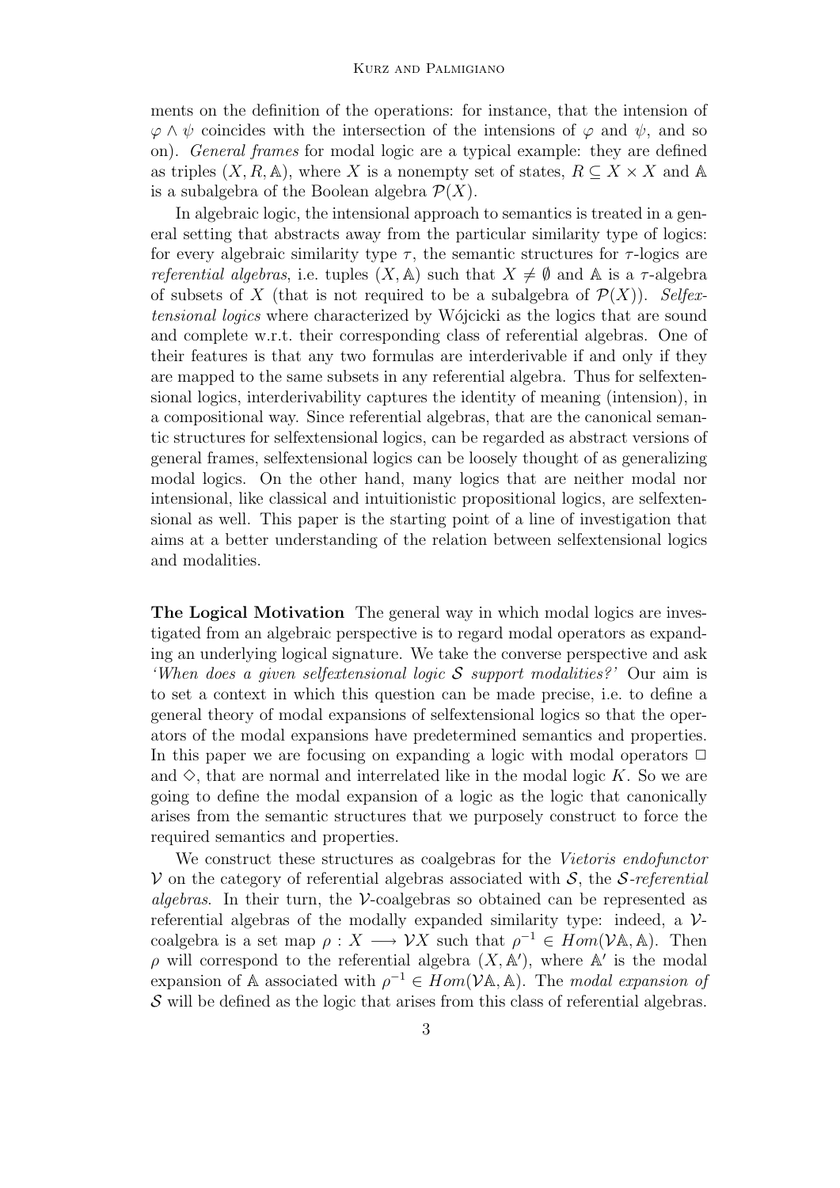ments on the definition of the operations: for instance, that the intension of $\varphi \wedge \psi$ coincides with the intersection of the intensions of $\varphi$ and $\psi$, and so on). *General frames* for modal logic are a typical example: they are defined as triples $(X, R, \mathbb{A})$, where $X$ is a nonempty set of states, $R \subseteq X \times X$ and $\mathbb{A}$ is a subalgebra of the Boolean algebra $\mathcal{P}(X)$.

In algebraic logic, the intensional approach to semantics is treated in a general setting that abstracts away from the particular similarity type of logics: for every algebraic similarity type $\tau$, the semantic structures for $\tau$-logics are *referential algebras*, i.e. tuples $(X, \mathbb{A})$ such that $X \neq \emptyset$ and $\mathbb{A}$ is a $\tau$-algebra of subsets of $X$ (that is not required to be a subalgebra of $\mathcal{P}(X)$). *Selfextensional logics* where characterized by Wójcicki as the logics that are sound and complete w.r.t. their corresponding class of referential algebras. One of their features is that any two formulas are interderivable if and only if they are mapped to the same subsets in any referential algebra. Thus for selfextensional logics, interderivability captures the identity of meaning (intension), in a compositional way. Since referential algebras, that are the canonical semantic structures for selfextensional logics, can be regarded as abstract versions of general frames, selfextensional logics can be loosely thought of as generalizing modal logics. On the other hand, many logics that are neither modal nor intensional, like classical and intuitionistic propositional logics, are selfextensional as well. This paper is the starting point of a line of investigation that aims at a better understanding of the relation between selfextensional logics and modalities.

**The Logical Motivation** The general way in which modal logics are investigated from an algebraic perspective is to regard modal operators as expanding an underlying logical signature. We take the converse perspective and ask *'When does a given selfextensional logic $\mathcal{S}$ support modalities?'* Our aim is to set a context in which this question can be made precise, i.e. to define a general theory of modal expansions of selfextensional logics so that the operators of the modal expansions have predetermined semantics and properties. In this paper we are focusing on expanding a logic with modal operators $\Box$ and $\Diamond$, that are normal and interrelated like in the modal logic $K$. So we are going to define the modal expansion of a logic as the logic that canonically arises from the semantic structures that we purposely construct to force the required semantics and properties.

We construct these structures as coalgebras for the *Vietoris endofunctor* $\mathcal{V}$ on the category of referential algebras associated with $\mathcal{S}$, the *$\mathcal{S}$-referential algebras*. In their turn, the $\mathcal{V}$-coalgebras so obtained can be represented as referential algebras of the modally expanded similarity type: indeed, a $\mathcal{V}$-coalgebra is a set map $\rho : X \longrightarrow \mathcal{V}X$ such that $\rho^{-1} \in Hom(\mathcal{V}\mathbb{A}, \mathbb{A})$. Then $\rho$ will correspond to the referential algebra $(X, \mathbb{A}')$, where $\mathbb{A}'$ is the modal expansion of $\mathbb{A}$ associated with $\rho^{-1} \in Hom(\mathcal{V}\mathbb{A}, \mathbb{A})$. The *modal expansion of* $\mathcal{S}$ will be defined as the logic that arises from this class of referential algebras.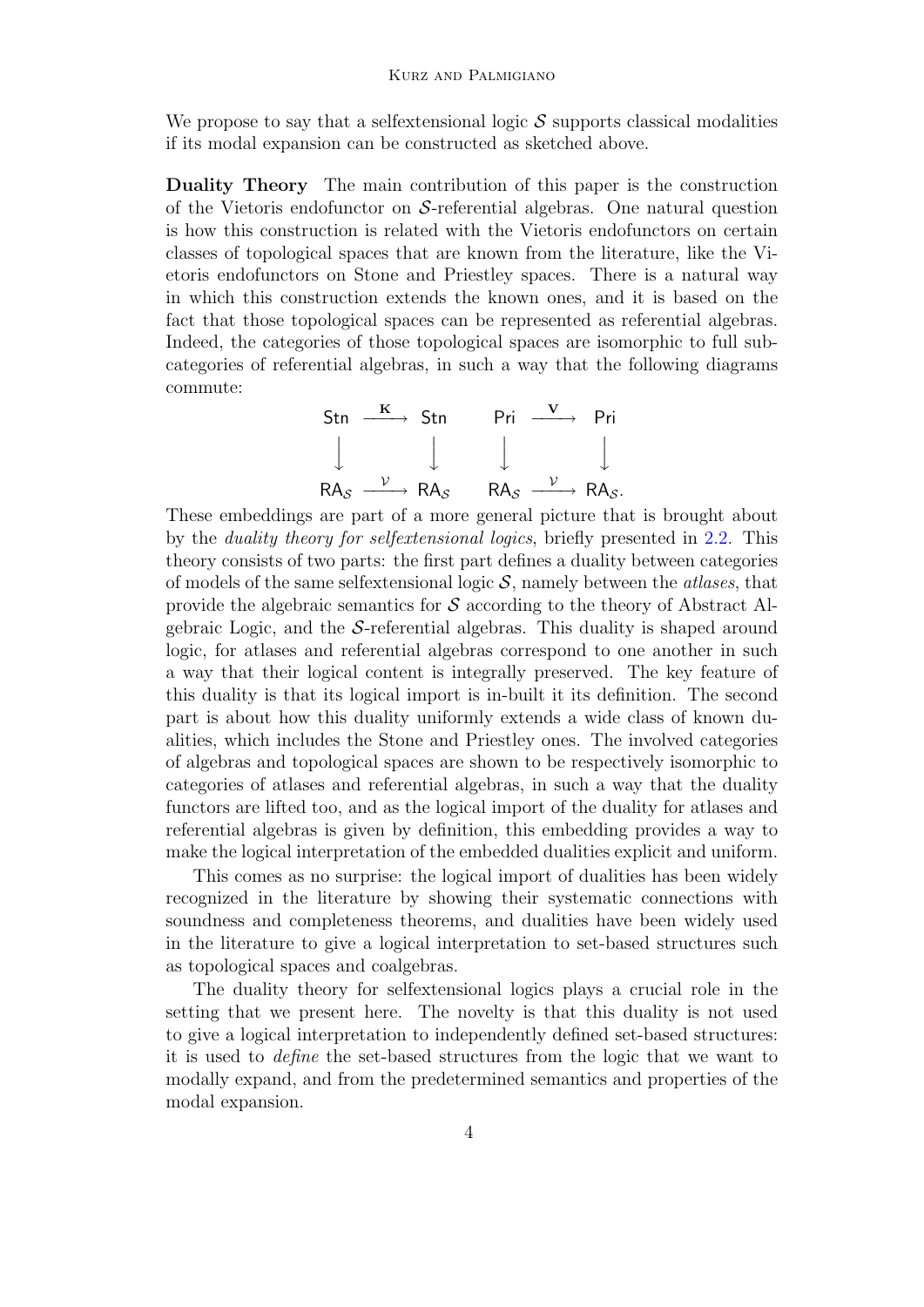We propose to say that a selfextensional logic $\mathcal{S}$ supports classical modalities if its modal expansion can be constructed as sketched above.

**Duality Theory** The main contribution of this paper is the construction of the Vietoris endofunctor on $\mathcal{S}$-referential algebras. One natural question is how this construction is related with the Vietoris endofunctors on certain classes of topological spaces that are known from the literature, like the Vietoris endofunctors on Stone and Priestley spaces. There is a natural way in which this construction extends the known ones, and it is based on the fact that those topological spaces can be represented as referential algebras. Indeed, the categories of those topological spaces are isomorphic to full subcategories of referential algebras, in such a way that the following diagrams commute:

$$
\begin{array}{ccc}
\mathsf{Stn} & \xrightarrow{\mathbf{K}} & \mathsf{Stn} \\
\downarrow & & \downarrow \\
\mathsf{RA}_{\mathcal{S}} & \xrightarrow{\mathcal{V}} & \mathsf{RA}_{\mathcal{S}}
\end{array}
\qquad
\begin{array}{ccc}
\mathsf{Pri} & \xrightarrow{\mathbf{V}} & \mathsf{Pri} \\
\downarrow & & \downarrow \\
\mathsf{RA}_{\mathcal{S}} & \xrightarrow{\mathcal{V}} & \mathsf{RA}_{\mathcal{S}}.
\end{array}
$$

These embeddings are part of a more general picture that is brought about by the *duality theory for selfextensional logics*, briefly presented in 2.2. This theory consists of two parts: the first part defines a duality between categories of models of the same selfextensional logic $\mathcal{S}$, namely between the *atlases*, that provide the algebraic semantics for $\mathcal{S}$ according to the theory of Abstract Algebraic Logic, and the $\mathcal{S}$-referential algebras. This duality is shaped around logic, for atlases and referential algebras correspond to one another in such a way that their logical content is integrally preserved. The key feature of this duality is that its logical import is in-built it its definition. The second part is about how this duality uniformly extends a wide class of known dualities, which includes the Stone and Priestley ones. The involved categories of algebras and topological spaces are shown to be respectively isomorphic to categories of atlases and referential algebras, in such a way that the duality functors are lifted too, and as the logical import of the duality for atlases and referential algebras is given by definition, this embedding provides a way to make the logical interpretation of the embedded dualities explicit and uniform.

This comes as no surprise: the logical import of dualities has been widely recognized in the literature by showing their systematic connections with soundness and completeness theorems, and dualities have been widely used in the literature to give a logical interpretation to set-based structures such as topological spaces and coalgebras.

The duality theory for selfextensional logics plays a crucial role in the setting that we present here. The novelty is that this duality is not used to give a logical interpretation to independently defined set-based structures: it is used to *define* the set-based structures from the logic that we want to modally expand, and from the predetermined semantics and properties of the modal expansion.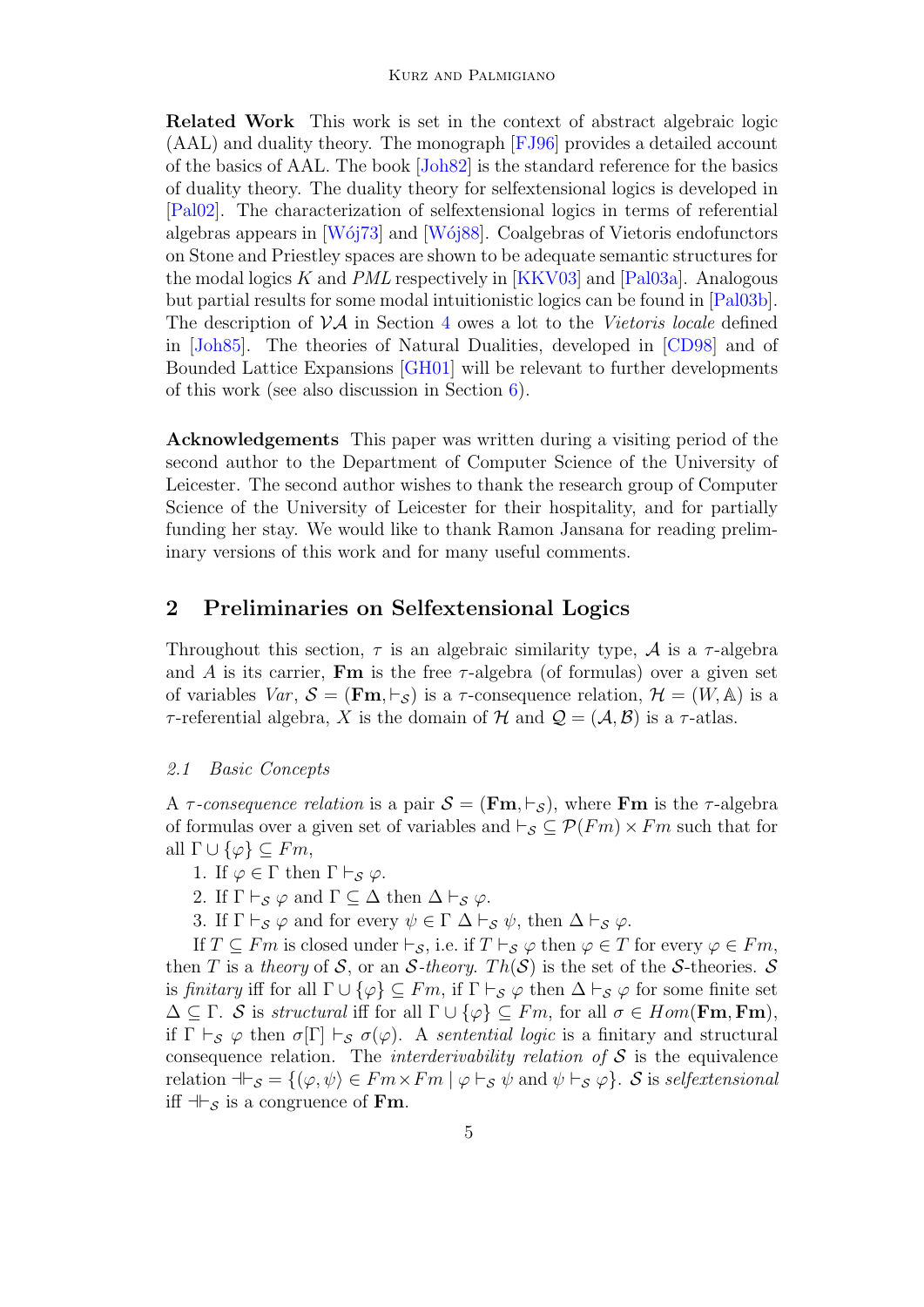**Related Work** This work is set in the context of abstract algebraic logic (AAL) and duality theory. The monograph [FJ96] provides a detailed account of the basics of AAL. The book [Joh82] is the standard reference for the basics of duality theory. The duality theory for selfextensional logics is developed in [Pal02]. The characterization of selfextensional logics in terms of referential algebras appears in [Wój73] and [Wój88]. Coalgebras of Vietoris endofunctors on Stone and Priestley spaces are shown to be adequate semantic structures for the modal logics $K$ and $PML$ respectively in [KKV03] and [Pal03a]. Analogous but partial results for some modal intuitionistic logics can be found in [Pal03b]. The description of $\mathcal{VA}$ in Section 4 owes a lot to the *Vietoris locale* defined in [Joh85]. The theories of Natural Dualities, developed in [CD98] and of Bounded Lattice Expansions [GH01] will be relevant to further developments of this work (see also discussion in Section 6).

**Acknowledgements** This paper was written during a visiting period of the second author to the Department of Computer Science of the University of Leicester. The second author wishes to thank the research group of Computer Science of the University of Leicester for their hospitality, and for partially funding her stay. We would like to thank Ramon Jansana for reading preliminary versions of this work and for many useful comments.

## 2 Preliminaries on Selfextensional Logics

Throughout this section, $\tau$ is an algebraic similarity type, $\mathcal{A}$ is a $\tau$-algebra and $A$ is its carrier, $\mathbf{Fm}$ is the free $\tau$-algebra (of formulas) over a given set of variables $Var$, $\mathcal{S} = (\mathbf{Fm}, \vdash_{\mathcal{S}})$ is a $\tau$-consequence relation, $\mathcal{H} = (W, \mathbb{A})$ is a $\tau$-referential algebra, $X$ is the domain of $\mathcal{H}$ and $\mathcal{Q} = (\mathcal{A}, \mathcal{B})$ is a $\tau$-atlas.

### 2.1 Basic Concepts

A $\tau$*-consequence relation* is a pair $\mathcal{S} = (\mathbf{Fm}, \vdash_{\mathcal{S}})$, where $\mathbf{Fm}$ is the $\tau$-algebra of formulas over a given set of variables and $\vdash_{\mathcal{S}} \subseteq \mathcal{P}(Fm) \times Fm$ such that for all $\Gamma \cup \{\varphi\} \subseteq Fm$,

1. If $\varphi \in \Gamma$ then $\Gamma \vdash_{\mathcal{S}} \varphi$.
2. If $\Gamma \vdash_{\mathcal{S}} \varphi$ and $\Gamma \subseteq \Delta$ then $\Delta \vdash_{\mathcal{S}} \varphi$.
3. If $\Gamma \vdash_{\mathcal{S}} \varphi$ and for every $\psi \in \Gamma$ $\Delta \vdash_{\mathcal{S}} \psi$, then $\Delta \vdash_{\mathcal{S}} \varphi$.

If $T \subseteq Fm$ is closed under $\vdash_{\mathcal{S}}$, i.e. if $T \vdash_{\mathcal{S}} \varphi$ then $\varphi \in T$ for every $\varphi \in Fm$, then $T$ is a *theory* of $\mathcal{S}$, or an $\mathcal{S}$*-theory*. $Th(\mathcal{S})$ is the set of the $\mathcal{S}$-theories. $\mathcal{S}$ is *finitary* iff for all $\Gamma \cup \{\varphi\} \subseteq Fm$, if $\Gamma \vdash_{\mathcal{S}} \varphi$ then $\Delta \vdash_{\mathcal{S}} \varphi$ for some finite set $\Delta \subseteq \Gamma$. $\mathcal{S}$ is *structural* iff for all $\Gamma \cup \{\varphi\} \subseteq Fm$, for all $\sigma \in Hom(\mathbf{Fm}, \mathbf{Fm})$, if $\Gamma \vdash_{\mathcal{S}} \varphi$ then $\sigma[\Gamma] \vdash_{\mathcal{S}} \sigma(\varphi)$. A *sentential logic* is a finitary and structural consequence relation. The *interderivability relation of* $\mathcal{S}$ is the equivalence relation $\dashv\vdash_{\mathcal{S}} = \{(\varphi, \psi) \in Fm \times Fm \mid \varphi \vdash_{\mathcal{S}} \psi \text{ and } \psi \vdash_{\mathcal{S}} \varphi\}$. $\mathcal{S}$ is *selfextensional* iff $\dashv\vdash_{\mathcal{S}}$ is a congruence of $\mathbf{Fm}$.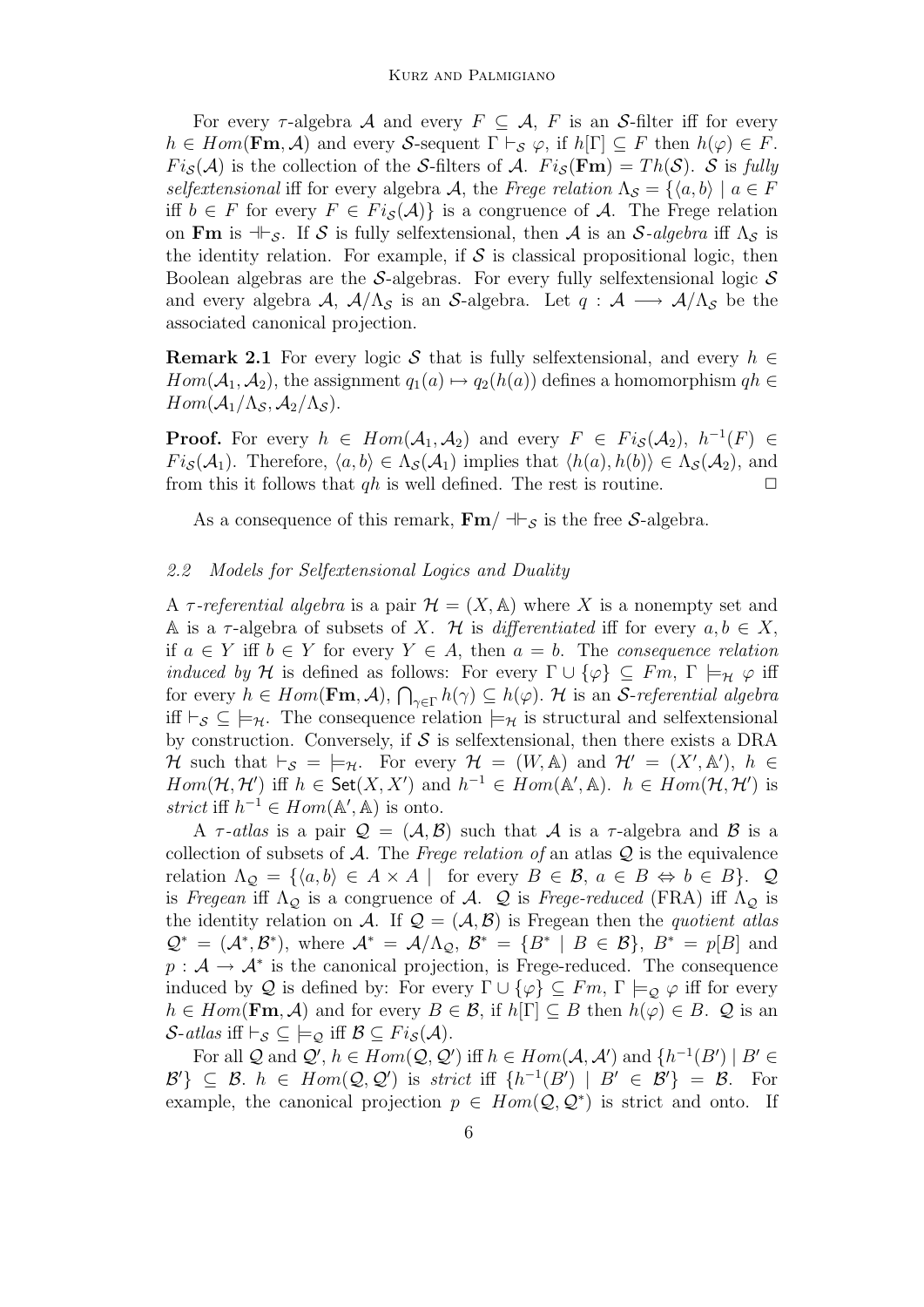For every $\tau$-algebra $\mathcal{A}$ and every $F \subseteq \mathcal{A}$, $F$ is an $\mathcal{S}$-filter iff for every $h \in Hom(\mathbf{Fm}, \mathcal{A})$ and every $\mathcal{S}$-sequent $\Gamma \vdash_{\mathcal{S}} \varphi$, if $h[\Gamma] \subseteq F$ then $h(\varphi) \in F$. $Fi_{\mathcal{S}}(\mathcal{A})$ is the collection of the $\mathcal{S}$-filters of $\mathcal{A}$. $Fi_{\mathcal{S}}(\mathbf{Fm}) = Th(\mathcal{S})$. $\mathcal{S}$ is *fully selfextensional* iff for every algebra $\mathcal{A}$, the *Frege relation* $\Lambda_{\mathcal{S}} = \{\langle a, b\rangle \mid a \in F$ iff $b \in F$ for every $F \in Fi_{\mathcal{S}}(\mathcal{A})\}$ is a congruence of $\mathcal{A}$. The Frege relation on $\mathbf{Fm}$ is $\dashv\vdash_{\mathcal{S}}$. If $\mathcal{S}$ is fully selfextensional, then $\mathcal{A}$ is an $\mathcal{S}$-*algebra* iff $\Lambda_{\mathcal{S}}$ is the identity relation. For example, if $\mathcal{S}$ is classical propositional logic, then Boolean algebras are the $\mathcal{S}$-algebras. For every fully selfextensional logic $\mathcal{S}$ and every algebra $\mathcal{A}$, $\mathcal{A}/\Lambda_{\mathcal{S}}$ is an $\mathcal{S}$-algebra. Let $q : \mathcal{A} \longrightarrow \mathcal{A}/\Lambda_{\mathcal{S}}$ be the associated canonical projection.

**Remark 2.1** For every logic $\mathcal{S}$ that is fully selfextensional, and every $h \in Hom(\mathcal{A}_1, \mathcal{A}_2)$, the assignment $q_1(a) \mapsto q_2(h(a))$ defines a homomorphism $qh \in Hom(\mathcal{A}_1/\Lambda_{\mathcal{S}}, \mathcal{A}_2/\Lambda_{\mathcal{S}})$.

**Proof.** For every $h \in Hom(\mathcal{A}_1, \mathcal{A}_2)$ and every $F \in Fi_{\mathcal{S}}(\mathcal{A}_2)$, $h^{-1}(F) \in Fi_{\mathcal{S}}(\mathcal{A}_1)$. Therefore, $\langle a, b\rangle \in \Lambda_{\mathcal{S}}(\mathcal{A}_1)$ implies that $\langle h(a), h(b)\rangle \in \Lambda_{\mathcal{S}}(\mathcal{A}_2)$, and from this it follows that $qh$ is well defined. The rest is routine. $\Box$

As a consequence of this remark, $\mathbf{Fm}/\dashv\vdash_{\mathcal{S}}$ is the free $\mathcal{S}$-algebra.

### 2.2 Models for Selfextensional Logics and Duality

A $\tau$-*referential algebra* is a pair $\mathcal{H} = (X, \mathbb{A})$ where $X$ is a nonempty set and $\mathbb{A}$ is a $\tau$-algebra of subsets of $X$. $\mathcal{H}$ is *differentiated* iff for every $a, b \in X$, if $a \in Y$ iff $b \in Y$ for every $Y \in A$, then $a = b$. The *consequence relation induced by* $\mathcal{H}$ is defined as follows: For every $\Gamma \cup \{\varphi\} \subseteq Fm$, $\Gamma \models_{\mathcal{H}} \varphi$ iff for every $h \in Hom(\mathbf{Fm}, \mathcal{A})$, $\bigcap_{\gamma \in \Gamma} h(\gamma) \subseteq h(\varphi)$. $\mathcal{H}$ is an $\mathcal{S}$-*referential algebra* iff $\vdash_{\mathcal{S}} \subseteq \models_{\mathcal{H}}$. The consequence relation $\models_{\mathcal{H}}$ is structural and selfextensional by construction. Conversely, if $\mathcal{S}$ is selfextensional, then there exists a DRA $\mathcal{H}$ such that $\vdash_{\mathcal{S}} = \models_{\mathcal{H}}$. For every $\mathcal{H} = (W, \mathbb{A})$ and $\mathcal{H}' = (X', \mathbb{A}')$, $h \in Hom(\mathcal{H}, \mathcal{H}')$ iff $h \in \mathsf{Set}(X, X')$ and $h^{-1} \in Hom(\mathbb{A}', \mathbb{A})$. $h \in Hom(\mathcal{H}, \mathcal{H}')$ is *strict* iff $h^{-1} \in Hom(\mathbb{A}', \mathbb{A})$ is onto.

A $\tau$-*atlas* is a pair $\mathcal{Q} = (\mathcal{A}, \mathcal{B})$ such that $\mathcal{A}$ is a $\tau$-algebra and $\mathcal{B}$ is a collection of subsets of $\mathcal{A}$. The *Frege relation of* an atlas $\mathcal{Q}$ is the equivalence relation $\Lambda_{\mathcal{Q}} = \{\langle a, b\rangle \in A \times A \mid$ for every $B \in \mathcal{B}$, $a \in B \Leftrightarrow b \in B\}$. $\mathcal{Q}$ is *Fregean* iff $\Lambda_{\mathcal{Q}}$ is a congruence of $\mathcal{A}$. $\mathcal{Q}$ is *Frege-reduced* (FRA) iff $\Lambda_{\mathcal{Q}}$ is the identity relation on $\mathcal{A}$. If $\mathcal{Q} = (\mathcal{A}, \mathcal{B})$ is Fregean then the *quotient atlas* $\mathcal{Q}^* = (\mathcal{A}^*, \mathcal{B}^*)$, where $\mathcal{A}^* = \mathcal{A}/\Lambda_{\mathcal{Q}}$, $\mathcal{B}^* = \{B^* \mid B \in \mathcal{B}\}$, $B^* = p[B]$ and $p : \mathcal{A} \to \mathcal{A}^*$ is the canonical projection, is Frege-reduced. The consequence induced by $\mathcal{Q}$ is defined by: For every $\Gamma \cup \{\varphi\} \subseteq Fm$, $\Gamma \models_{\mathcal{Q}} \varphi$ iff for every $h \in Hom(\mathbf{Fm}, \mathcal{A})$ and for every $B \in \mathcal{B}$, if $h[\Gamma] \subseteq B$ then $h(\varphi) \in B$. $\mathcal{Q}$ is an $\mathcal{S}$-*atlas* iff $\vdash_{\mathcal{S}} \subseteq \models_{\mathcal{Q}}$ iff $\mathcal{B} \subseteq Fi_{\mathcal{S}}(\mathcal{A})$.

For all $\mathcal{Q}$ and $\mathcal{Q}'$, $h \in Hom(\mathcal{Q}, \mathcal{Q}')$ iff $h \in Hom(\mathcal{A}, \mathcal{A}')$ and $\{h^{-1}(B') \mid B' \in \mathcal{B}'\} \subseteq \mathcal{B}$. $h \in Hom(\mathcal{Q}, \mathcal{Q}')$ is *strict* iff $\{h^{-1}(B') \mid B' \in \mathcal{B}'\} = \mathcal{B}$. For example, the canonical projection $p \in Hom(\mathcal{Q}, \mathcal{Q}^*)$ is strict and onto. If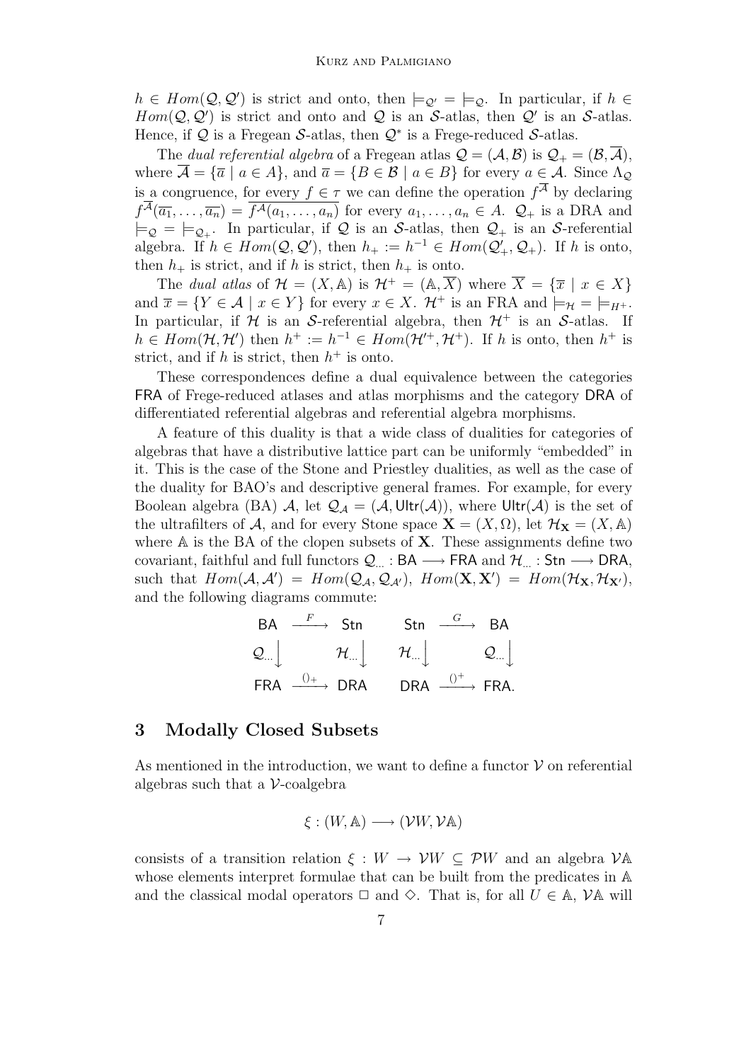$h \in Hom(\mathcal{Q}, \mathcal{Q}')$ is strict and onto, then $\models_{\mathcal{Q}'} = \models_{\mathcal{Q}}$. In particular, if $h \in Hom(\mathcal{Q}, \mathcal{Q}')$ is strict and onto and $\mathcal{Q}$ is an $\mathcal{S}$-atlas, then $\mathcal{Q}'$ is an $\mathcal{S}$-atlas. Hence, if $\mathcal{Q}$ is a Fregean $\mathcal{S}$-atlas, then $\mathcal{Q}^*$ is a Frege-reduced $\mathcal{S}$-atlas.

The *dual referential algebra* of a Fregean atlas $\mathcal{Q} = (\mathcal{A}, \mathcal{B})$ is $\mathcal{Q}_+ = (\mathcal{B}, \overline{\mathcal{A}})$, where $\overline{\mathcal{A}} = \{\overline{a} \mid a \in A\}$, and $\overline{a} = \{B \in \mathcal{B} \mid a \in B\}$ for every $a \in \mathcal{A}$. Since $\Lambda_{\mathcal{Q}}$ is a congruence, for every $f \in \tau$ we can define the operation $f^{\overline{\mathcal{A}}}$ by declaring $f^{\overline{\mathcal{A}}}(\overline{a_1}, \ldots, \overline{a_n}) = \overline{f^{\mathcal{A}}(a_1, \ldots, a_n)}$ for every $a_1, \ldots, a_n \in A$. $\mathcal{Q}_+$ is a DRA and $\models_{\mathcal{Q}} = \models_{\mathcal{Q}_+}$. In particular, if $\mathcal{Q}$ is an $\mathcal{S}$-atlas, then $\mathcal{Q}_+$ is an $\mathcal{S}$-referential algebra. If $h \in Hom(\mathcal{Q}, \mathcal{Q}')$, then $h_+ := h^{-1} \in Hom(\mathcal{Q}'_+, \mathcal{Q}_+)$. If $h$ is onto, then $h_+$ is strict, and if $h$ is strict, then $h_+$ is onto.

The *dual atlas* of $\mathcal{H} = (X, \mathbb{A})$ is $\mathcal{H}^+ = (\mathbb{A}, \overline{X})$ where $\overline{X} = \{\overline{x} \mid x \in X\}$ and $\overline{x} = \{Y \in \mathcal{A} \mid x \in Y\}$ for every $x \in X$. $\mathcal{H}^+$ is an FRA and $\models_{\mathcal{H}} = \models_{H^+}$. In particular, if $\mathcal{H}$ is an $\mathcal{S}$-referential algebra, then $\mathcal{H}^+$ is an $\mathcal{S}$-atlas. If $h \in Hom(\mathcal{H}, \mathcal{H}')$ then $h^+ := h^{-1} \in Hom(\mathcal{H}'^+, \mathcal{H}^+)$. If $h$ is onto, then $h^+$ is strict, and if $h$ is strict, then $h^+$ is onto.

These correspondences define a dual equivalence between the categories $\mathsf{FRA}$ of Frege-reduced atlases and atlas morphisms and the category $\mathsf{DRA}$ of differentiated referential algebras and referential algebra morphisms.

A feature of this duality is that a wide class of dualities for categories of algebras that have a distributive lattice part can be uniformly "embedded" in it. This is the case of the Stone and Priestley dualities, as well as the case of the duality for BAO's and descriptive general frames. For example, for every Boolean algebra (BA) $\mathcal{A}$, let $\mathcal{Q}_{\mathcal{A}} = (\mathcal{A}, \mathsf{Ultr}(\mathcal{A}))$, where $\mathsf{Ultr}(\mathcal{A})$ is the set of the ultrafilters of $\mathcal{A}$, and for every Stone space $\mathbf{X} = (X, \Omega)$, let $\mathcal{H}_{\mathbf{X}} = (X, \mathbb{A})$ where $\mathbb{A}$ is the BA of the clopen subsets of $\mathbf{X}$. These assignments define two covariant, faithful and full functors $\mathcal{Q}_{\ldots} : \mathsf{BA} \longrightarrow \mathsf{FRA}$ and $\mathcal{H}_{\ldots} : \mathsf{Stn} \longrightarrow \mathsf{DRA}$, such that $Hom(\mathcal{A}, \mathcal{A}') = Hom(\mathcal{Q}_{\mathcal{A}}, \mathcal{Q}_{\mathcal{A}'})$, $Hom(\mathbf{X}, \mathbf{X}') = Hom(\mathcal{H}_{\mathbf{X}}, \mathcal{H}_{\mathbf{X}'})$, and the following diagrams commute:

$$
\begin{array}{ccc}
\mathsf{BA} & \xrightarrow{F} & \mathsf{Stn} \\
\mathcal{Q}_{\ldots}\big\downarrow & & \mathcal{H}_{\ldots}\big\downarrow \\
\mathsf{FRA} & \xrightarrow{()_+} & \mathsf{DRA}
\end{array}
\qquad
\begin{array}{ccc}
\mathsf{Stn} & \xrightarrow{G} & \mathsf{BA} \\
\mathcal{H}_{\ldots}\big\downarrow & & \mathcal{Q}_{\ldots}\big\downarrow \\
\mathsf{DRA} & \xrightarrow{()^+} & \mathsf{FRA}.
\end{array}
$$

# 3 Modally Closed Subsets

As mentioned in the introduction, we want to define a functor $\mathcal{V}$ on referential algebras such that a $\mathcal{V}$-coalgebra

$$\xi : (W, \mathbb{A}) \longrightarrow (\mathcal{V}W, \mathcal{V}\mathbb{A})$$

consists of a transition relation $\xi : W \to \mathcal{V}W \subseteq \mathcal{P}W$ and an algebra $\mathcal{V}\mathbb{A}$ whose elements interpret formulae that can be built from the predicates in $\mathbb{A}$ and the classical modal operators $\Box$ and $\Diamond$. That is, for all $U \in \mathbb{A}$, $\mathcal{V}\mathbb{A}$ will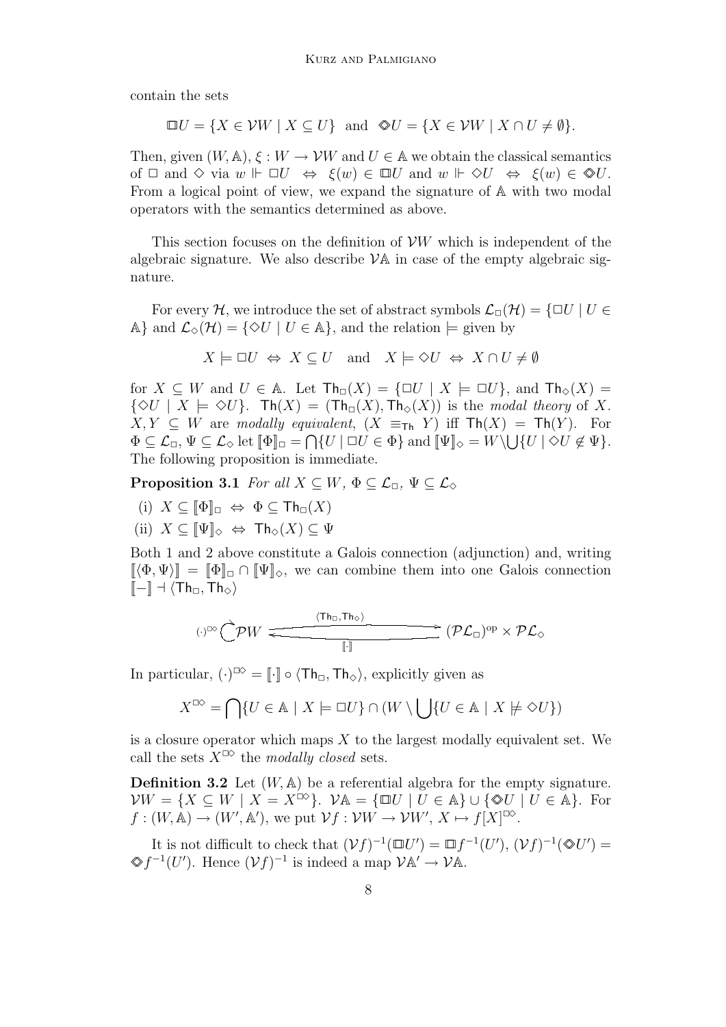contain the sets

$$\boxbox U = \{X \in \mathcal{V}W \mid X \subseteq U\} \quad \text{and} \quad \diamonddiamond U = \{X \in \mathcal{V}W \mid X \cap U \neq \emptyset\}.$$

Then, given $(W, \mathbb{A})$, $\xi : W \to \mathcal{V}W$ and $U \in \mathbb{A}$ we obtain the classical semantics of $\Box$ and $\Diamond$ via $w \Vdash \Box U \;\Leftrightarrow\; \xi(w) \in \boxbox U$ and $w \Vdash \Diamond U \;\Leftrightarrow\; \xi(w) \in \diamonddiamond U$. From a logical point of view, we expand the signature of $\mathbb{A}$ with two modal operators with the semantics determined as above.

This section focuses on the definition of $\mathcal{V}W$ which is independent of the algebraic signature. We also describe $\mathcal{V}\mathbb{A}$ in case of the empty algebraic signature.

For every $\mathcal{H}$, we introduce the set of abstract symbols $\mathcal{L}_\Box(\mathcal{H}) = \{\Box U \mid U \in \mathbb{A}\}$ and $\mathcal{L}_\Diamond(\mathcal{H}) = \{\Diamond U \mid U \in \mathbb{A}\}$, and the relation $\models$ given by

$$X \models \Box U \;\Leftrightarrow\; X \subseteq U \quad \text{and} \quad X \models \Diamond U \;\Leftrightarrow\; X \cap U \neq \emptyset$$

for $X \subseteq W$ and $U \in \mathbb{A}$. Let $\mathsf{Th}_\Box(X) = \{\Box U \mid X \models \Box U\}$, and $\mathsf{Th}_\Diamond(X) = \{\Diamond U \mid X \models \Diamond U\}$. $\mathsf{Th}(X) = (\mathsf{Th}_\Box(X), \mathsf{Th}_\Diamond(X))$ is the *modal theory* of $X$. $X, Y \subseteq W$ are *modally equivalent*, $(X \equiv_{\mathsf{Th}} Y)$ iff $\mathsf{Th}(X) = \mathsf{Th}(Y)$. For $\Phi \subseteq \mathcal{L}_\Box$, $\Psi \subseteq \mathcal{L}_\Diamond$ let $[\![\Phi]\!]_\Box = \bigcap\{U \mid \Box U \in \Phi\}$ and $[\![\Psi]\!]_\Diamond = W \setminus \bigcup\{U \mid \Diamond U \notin \Psi\}$. The following proposition is immediate.

**Proposition 3.1** *For all $X \subseteq W$, $\Phi \subseteq \mathcal{L}_\Box$, $\Psi \subseteq \mathcal{L}_\Diamond$*

(i) $X \subseteq [\![\Phi]\!]_\Box \;\Leftrightarrow\; \Phi \subseteq \mathsf{Th}_\Box(X)$

(ii) $X \subseteq [\![\Psi]\!]_\Diamond \;\Leftrightarrow\; \mathsf{Th}_\Diamond(X) \subseteq \Psi$

Both 1 and 2 above constitute a Galois connection (adjunction) and, writing $[\![\langle \Phi, \Psi \rangle]\!] = [\![\Phi]\!]_\Box \cap [\![\Psi]\!]_\Diamond$, we can combine them into one Galois connection $[\![-]\!] \dashv \langle \mathsf{Th}_\Box, \mathsf{Th}_\Diamond \rangle$

$$(\cdot)^{\Box\Diamond} \circlearrowright \mathcal{P}W \underset{[\![\cdot]\!]}{\overset{\langle \mathsf{Th}_\Box, \mathsf{Th}_\Diamond \rangle}{\rightleftarrows}} (\mathcal{P}\mathcal{L}_\Box)^{\mathrm{op}} \times \mathcal{P}\mathcal{L}_\Diamond$$

In particular, $(\cdot)^{\Box\Diamond} = [\![\cdot]\!] \circ \langle \mathsf{Th}_\Box, \mathsf{Th}_\Diamond \rangle$, explicitly given as

$$X^{\Box\Diamond} = \bigcap\{U \in \mathbb{A} \mid X \models \Box U\} \cap (W \setminus \bigcup\{U \in \mathbb{A} \mid X \not\models \Diamond U\})$$

is a closure operator which maps $X$ to the largest modally equivalent set. We call the sets $X^{\Box\Diamond}$ the *modally closed* sets.

**Definition 3.2** Let $(W, \mathbb{A})$ be a referential algebra for the empty signature. $\mathcal{V}W = \{X \subseteq W \mid X = X^{\Box\Diamond}\}$. $\mathcal{V}\mathbb{A} = \{\boxbox U \mid U \in \mathbb{A}\} \cup \{\diamonddiamond U \mid U \in \mathbb{A}\}$. For $f : (W, \mathbb{A}) \to (W', \mathbb{A}')$, we put $\mathcal{V}f : \mathcal{V}W \to \mathcal{V}W'$, $X \mapsto f[X]^{\Box\Diamond}$.

It is not difficult to check that $(\mathcal{V}f)^{-1}(\boxbox U') = \boxbox f^{-1}(U')$, $(\mathcal{V}f)^{-1}(\diamonddiamond U') = \diamonddiamond f^{-1}(U')$. Hence $(\mathcal{V}f)^{-1}$ is indeed a map $\mathcal{V}\mathbb{A}' \to \mathcal{V}\mathbb{A}$.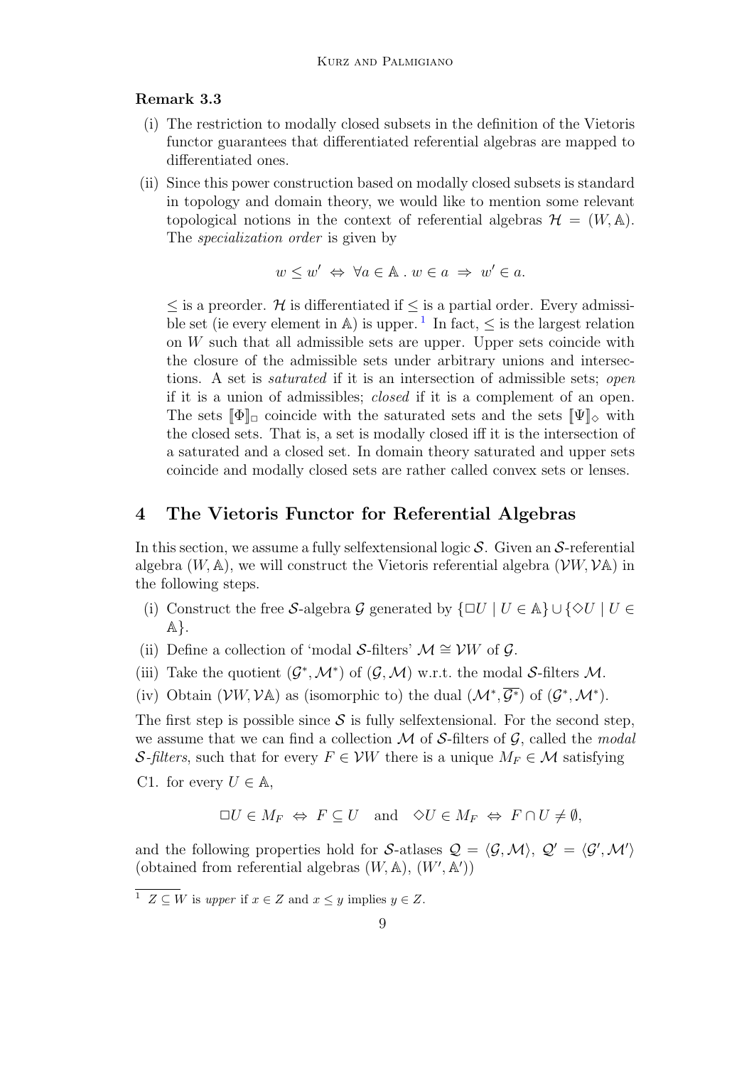**Remark 3.3**

(i) The restriction to modally closed subsets in the definition of the Vietoris functor guarantees that differentiated referential algebras are mapped to differentiated ones.

(ii) Since this power construction based on modally closed subsets is standard in topology and domain theory, we would like to mention some relevant topological notions in the context of referential algebras $\mathcal{H} = (W, \mathbb{A})$. The *specialization order* is given by

$$w \leq w' \;\Leftrightarrow\; \forall a \in \mathbb{A} \,.\, w \in a \;\Rightarrow\; w' \in a.$$

$\leq$ is a preorder. $\mathcal{H}$ is differentiated if $\leq$ is a partial order. Every admissible set (ie every element in $\mathbb{A}$) is upper. [1] In fact, $\leq$ is the largest relation on $W$ such that all admissible sets are upper. Upper sets coincide with the closure of the admissible sets under arbitrary unions and intersections. A set is *saturated* if it is an intersection of admissible sets; *open* if it is a union of admissibles; *closed* if it is a complement of an open. The sets $[\![\Phi]\!]_\Box$ coincide with the saturated sets and the sets $[\![\Psi]\!]_\Diamond$ with the closed sets. That is, a set is modally closed iff it is the intersection of a saturated and a closed set. In domain theory saturated and upper sets coincide and modally closed sets are rather called convex sets or lenses.

## 4 The Vietoris Functor for Referential Algebras

In this section, we assume a fully selfextensional logic $\mathcal{S}$. Given an $\mathcal{S}$-referential algebra $(W, \mathbb{A})$, we will construct the Vietoris referential algebra $(\mathcal{V}W, \mathcal{V}\mathbb{A})$ in the following steps.

(i) Construct the free $\mathcal{S}$-algebra $\mathcal{G}$ generated by $\{\Box U \mid U \in \mathbb{A}\} \cup \{\Diamond U \mid U \in \mathbb{A}\}$.

(ii) Define a collection of 'modal $\mathcal{S}$-filters' $\mathcal{M} \cong \mathcal{V}W$ of $\mathcal{G}$.

(iii) Take the quotient $(\mathcal{G}^*, \mathcal{M}^*)$ of $(\mathcal{G}, \mathcal{M})$ w.r.t. the modal $\mathcal{S}$-filters $\mathcal{M}$.

(iv) Obtain $(\mathcal{V}W, \mathcal{V}\mathbb{A})$ as (isomorphic to) the dual $(\mathcal{M}^*, \overline{\mathcal{G}^*})$ of $(\mathcal{G}^*, \mathcal{M}^*)$.

The first step is possible since $\mathcal{S}$ is fully selfextensional. For the second step, we assume that we can find a collection $\mathcal{M}$ of $\mathcal{S}$-filters of $\mathcal{G}$, called the *modal $\mathcal{S}$-filters*, such that for every $F \in \mathcal{V}W$ there is a unique $M_F \in \mathcal{M}$ satisfying

C1. for every $U \in \mathbb{A}$,

$$\Box U \in M_F \;\Leftrightarrow\; F \subseteq U \quad \text{and} \quad \Diamond U \in M_F \;\Leftrightarrow\; F \cap U \neq \emptyset,$$

and the following properties hold for $\mathcal{S}$-atlases $\mathcal{Q} = \langle \mathcal{G}, \mathcal{M} \rangle$, $\mathcal{Q}' = \langle \mathcal{G}', \mathcal{M}' \rangle$ (obtained from referential algebras $(W, \mathbb{A})$, $(W', \mathbb{A}')$)

[1] $Z \subseteq W$ is *upper* if $x \in Z$ and $x \leq y$ implies $y \in Z$.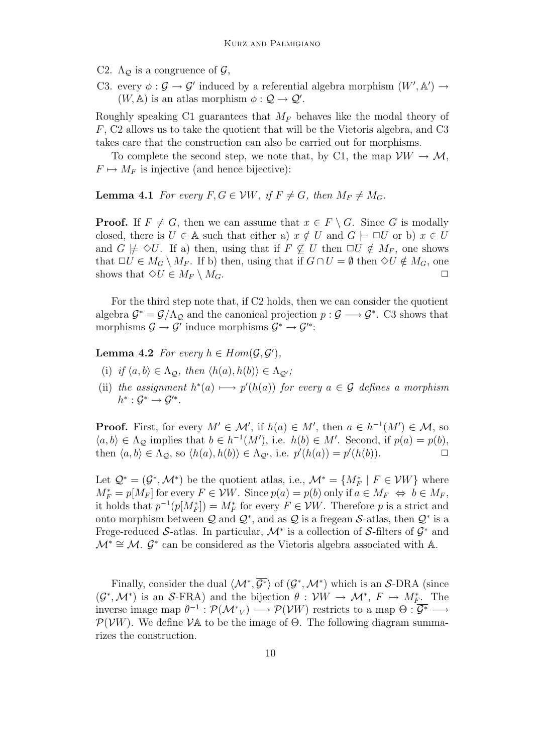C2. $\Lambda_{\mathcal{Q}}$ is a congruence of $\mathcal{G}$,

C3. every $\phi : \mathcal{G} \to \mathcal{G}'$ induced by a referential algebra morphism $(W', \mathbb{A}') \to (W, \mathbb{A})$ is an atlas morphism $\phi : \mathcal{Q} \to \mathcal{Q}'$.

Roughly speaking C1 guarantees that $M_F$ behaves like the modal theory of $F$, C2 allows us to take the quotient that will be the Vietoris algebra, and C3 takes care that the construction can also be carried out for morphisms.

To complete the second step, we note that, by C1, the map $\mathcal{V}W \to \mathcal{M}$, $F \mapsto M_F$ is injective (and hence bijective):

**Lemma 4.1** *For every $F, G \in \mathcal{V}W$, if $F \neq G$, then $M_F \neq M_G$.*

**Proof.** If $F \neq G$, then we can assume that $x \in F \setminus G$. Since $G$ is modally closed, there is $U \in \mathbb{A}$ such that either a) $x \notin U$ and $G \models \Box U$ or b) $x \in U$ and $G \not\models \Diamond U$. If a) then, using that if $F \not\subseteq U$ then $\Box U \notin M_F$, one shows that $\Box U \in M_G \setminus M_F$. If b) then, using that if $G \cap U = \emptyset$ then $\Diamond U \notin M_G$, one shows that $\Diamond U \in M_F \setminus M_G$. $\Box$

For the third step note that, if C2 holds, then we can consider the quotient algebra $\mathcal{G}^* = \mathcal{G}/\Lambda_{\mathcal{Q}}$ and the canonical projection $p : \mathcal{G} \longrightarrow \mathcal{G}^*$. C3 shows that morphisms $\mathcal{G} \to \mathcal{G}'$ induce morphisms $\mathcal{G}^* \to \mathcal{G}'^*$:

**Lemma 4.2** *For every $h \in Hom(\mathcal{G}, \mathcal{G}')$,*

(i) *if $\langle a, b \rangle \in \Lambda_{\mathcal{Q}}$, then $\langle h(a), h(b) \rangle \in \Lambda_{\mathcal{Q}'}$;*

(ii) *the assignment $h^*(a) \longmapsto p'(h(a))$ for every $a \in \mathcal{G}$ defines a morphism $h^* : \mathcal{G}^* \to \mathcal{G}'^*$.*

**Proof.** First, for every $M' \in \mathcal{M}'$, if $h(a) \in M'$, then $a \in h^{-1}(M') \in \mathcal{M}$, so $\langle a, b \rangle \in \Lambda_{\mathcal{Q}}$ implies that $b \in h^{-1}(M')$, i.e. $h(b) \in M'$. Second, if $p(a) = p(b)$, then $\langle a, b \rangle \in \Lambda_{\mathcal{Q}}$, so $\langle h(a), h(b) \rangle \in \Lambda_{\mathcal{Q}'}$, i.e. $p'(h(a)) = p'(h(b))$. $\Box$

Let $\mathcal{Q}^* = (\mathcal{G}^*, \mathcal{M}^*)$ be the quotient atlas, i.e., $\mathcal{M}^* = \{M^*_F \mid F \in \mathcal{V}W\}$ where $M^*_F = p[M_F]$ for every $F \in \mathcal{V}W$. Since $p(a) = p(b)$ only if $a \in M_F \Leftrightarrow b \in M_F$, it holds that $p^{-1}(p[M^*_F]) = M^*_F$ for every $F \in \mathcal{V}W$. Therefore $p$ is a strict and onto morphism between $\mathcal{Q}$ and $\mathcal{Q}^*$, and as $\mathcal{Q}$ is a fregean $\mathcal{S}$-atlas, then $\mathcal{Q}^*$ is a Frege-reduced $\mathcal{S}$-atlas. In particular, $\mathcal{M}^*$ is a collection of $\mathcal{S}$-filters of $\mathcal{G}^*$ and $\mathcal{M}^* \cong \mathcal{M}$. $\mathcal{G}^*$ can be considered as the Vietoris algebra associated with $\mathbb{A}$.

Finally, consider the dual $\langle \mathcal{M}^*, \overline{\mathcal{G}^*} \rangle$ of $(\mathcal{G}^*, \mathcal{M}^*)$ which is an $\mathcal{S}$-DRA (since $(\mathcal{G}^*, \mathcal{M}^*)$ is an $\mathcal{S}$-FRA) and the bijection $\theta : \mathcal{V}W \to \mathcal{M}^*$, $F \mapsto M^*_F$. The inverse image map $\theta^{-1} : \mathcal{P}(\mathcal{M^*}_V) \longrightarrow \mathcal{P}(\mathcal{V}W)$ restricts to a map $\Theta : \overline{\mathcal{G}^*} \longrightarrow \mathcal{P}(\mathcal{V}W)$. We define $\mathcal{V}\mathbb{A}$ to be the image of $\Theta$. The following diagram summarizes the construction.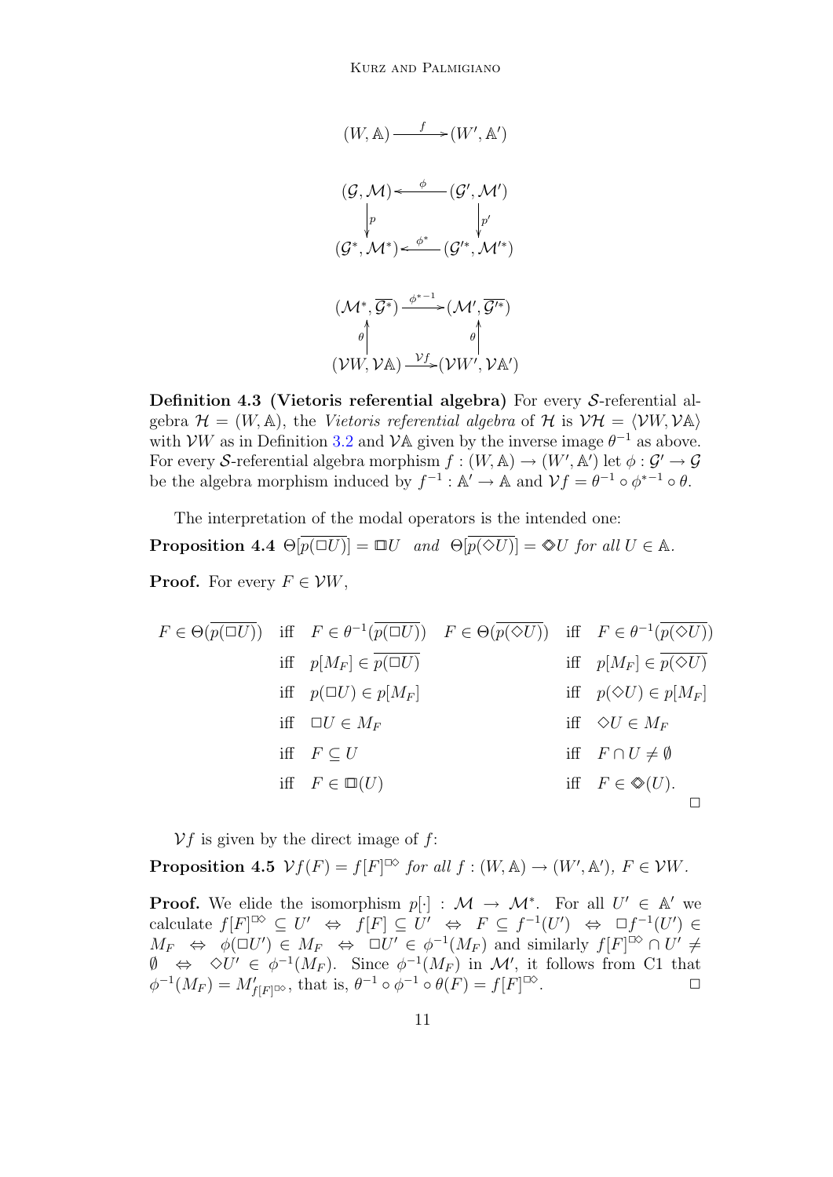$$(W, \mathbb{A}) \xrightarrow{\ f\ } (W', \mathbb{A}')$$

$$\begin{array}{ccc} (\mathcal{G}, \mathcal{M}) & \xleftarrow{\ \phi\ } & (\mathcal{G}', \mathcal{M}') \\ \downarrow p & & \downarrow p' \\ (\mathcal{G}^*, \mathcal{M}^*) & \xleftarrow{\ \phi^*\ } & (\mathcal{G}'^*, \mathcal{M}'^*) \end{array}$$

$$\begin{array}{ccc} (\mathcal{M}^*, \overline{\mathcal{G}^*}) & \xrightarrow{\ \phi^{*-1}\ } & (\mathcal{M}', \overline{\mathcal{G}'^*}) \\ \uparrow \theta & & \uparrow \theta \\ (\mathcal{V}W, \mathcal{V}\mathbb{A}) & \xrightarrow{\ \mathcal{V}f\ } & (\mathcal{V}W', \mathcal{V}\mathbb{A}') \end{array}$$

**Definition 4.3 (Vietoris referential algebra)** For every $\mathcal{S}$-referential algebra $\mathcal{H} = (W, \mathbb{A})$, the *Vietoris referential algebra* of $\mathcal{H}$ is $\mathcal{VH} = \langle \mathcal{V}W, \mathcal{V}\mathbb{A} \rangle$ with $\mathcal{V}W$ as in Definition 3.2 and $\mathcal{V}\mathbb{A}$ given by the inverse image $\theta^{-1}$ as above. For every $\mathcal{S}$-referential algebra morphism $f : (W, \mathbb{A}) \to (W', \mathbb{A}')$ let $\phi : \mathcal{G}' \to \mathcal{G}$ be the algebra morphism induced by $f^{-1} : \mathbb{A}' \to \mathbb{A}$ and $\mathcal{V}f = \theta^{-1} \circ \phi^{*-1} \circ \theta$.

The interpretation of the modal operators is the intended one:

**Proposition 4.4** *$\Theta[\overline{p(\Box U)}] = \boxdot U$ and $\Theta[\overline{p(\Diamond U)}] = \diamonddot U$ for all $U \in \mathbb{A}$.*

**Proof.** For every $F \in \mathcal{V}W$,

$$\begin{array}{llll}
F \in \Theta(\overline{p(\Box U)}) & \text{iff} \;\; F \in \theta^{-1}(\overline{p(\Box U)}) & F \in \Theta(\overline{p(\Diamond U)}) & \text{iff} \;\; F \in \theta^{-1}(\overline{p(\Diamond U)}) \\
& \text{iff} \;\; p[M_F] \in \overline{p(\Box U)} & & \text{iff} \;\; p[M_F] \in \overline{p(\Diamond U)} \\
& \text{iff} \;\; p(\Box U) \in p[M_F] & & \text{iff} \;\; p(\Diamond U) \in p[M_F] \\
& \text{iff} \;\; \Box U \in M_F & & \text{iff} \;\; \Diamond U \in M_F \\
& \text{iff} \;\; F \subseteq U & & \text{iff} \;\; F \cap U \neq \emptyset \\
& \text{iff} \;\; F \in \boxdot(U) & & \text{iff} \;\; F \in \diamonddot(U).
\end{array}$$

$\Box$

$\mathcal{V}f$ is given by the direct image of $f$:

**Proposition 4.5** *$\mathcal{V}f(F) = f[F]^{\boxdot\diamonddot}$ for all $f : (W, \mathbb{A}) \to (W', \mathbb{A}')$, $F \in \mathcal{V}W$.*

**Proof.** We elide the isomorphism $p[\cdot] : \mathcal{M} \to \mathcal{M}^*$. For all $U' \in \mathbb{A}'$ we calculate $f[F]^{\boxdot\diamonddot} \subseteq U' \;\Leftrightarrow\; f[F] \subseteq U' \;\Leftrightarrow\; F \subseteq f^{-1}(U') \;\Leftrightarrow\; \Box f^{-1}(U') \in M_F \;\Leftrightarrow\; \phi(\Box U') \in M_F \;\Leftrightarrow\; \Box U' \in \phi^{-1}(M_F)$ and similarly $f[F]^{\boxdot\diamonddot} \cap U' \neq \emptyset \;\Leftrightarrow\; \Diamond U' \in \phi^{-1}(M_F)$. Since $\phi^{-1}(M_F)$ in $\mathcal{M}'$, it follows from C1 that $\phi^{-1}(M_F) = M'_{f[F]^{\boxdot\diamonddot}}$, that is, $\theta^{-1} \circ \phi^{-1} \circ \theta(F) = f[F]^{\boxdot\diamonddot}$. $\Box$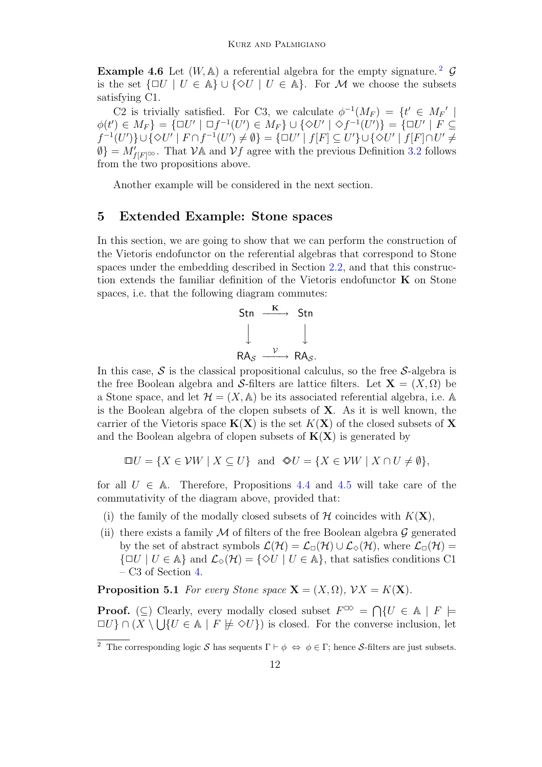**Example 4.6** Let $(W, \mathbb{A})$ a referential algebra for the empty signature.[2] $\mathcal{G}$ is the set $\{\Box U \mid U \in \mathbb{A}\} \cup \{\Diamond U \mid U \in \mathbb{A}\}$. For $\mathcal{M}$ we choose the subsets satisfying C1.

C2 is trivially satisfied. For C3, we calculate $\phi^{-1}(M_F) = \{t' \in M_F{}' \mid \phi(t') \in M_F\} = \{\Box U' \mid \Box f^{-1}(U') \in M_F\} \cup \{\Diamond U' \mid \Diamond f^{-1}(U')\} = \{\Box U' \mid F \subseteq f^{-1}(U')\} \cup \{\Diamond U' \mid F \cap f^{-1}(U') \neq \emptyset\} = \{\Box U' \mid f[F] \subseteq U'\} \cup \{\Diamond U' \mid f[F] \cap U' \neq \emptyset\} = M'_{f[F]^{\Box\Diamond}}$. That $\mathcal{V}\mathbb{A}$ and $\mathcal{V}f$ agree with the previous Definition 3.2 follows from the two propositions above.

Another example will be considered in the next section.

## 5 Extended Example: Stone spaces

In this section, we are going to show that we can perform the construction of the Vietoris endofunctor on the referential algebras that correspond to Stone spaces under the embedding described in Section 2.2, and that this construction extends the familiar definition of the Vietoris endofunctor $\mathbf{K}$ on Stone spaces, i.e. that the following diagram commutes:

$$\begin{array}{ccc} \mathsf{Stn} & \xrightarrow{\mathbf{K}} & \mathsf{Stn} \\ \big\downarrow & & \big\downarrow \\ \mathsf{RA}_{\mathcal{S}} & \xrightarrow{\mathcal{V}} & \mathsf{RA}_{\mathcal{S}}. \end{array}$$

In this case, $\mathcal{S}$ is the classical propositional calculus, so the free $\mathcal{S}$-algebra is the free Boolean algebra and $\mathcal{S}$-filters are lattice filters. Let $\mathbf{X} = (X, \Omega)$ be a Stone space, and let $\mathcal{H} = (X, \mathbb{A})$ be its associated referential algebra, i.e. $\mathbb{A}$ is the Boolean algebra of the clopen subsets of $\mathbf{X}$. As it is well known, the carrier of the Vietoris space $\mathbf{K}(\mathbf{X})$ is the set $K(\mathbf{X})$ of the closed subsets of $\mathbf{X}$ and the Boolean algebra of clopen subsets of $\mathbf{K}(\mathbf{X})$ is generated by

$$\boxdot U = \{X \in \mathcal{V}W \mid X \subseteq U\} \quad \text{and} \quad \diamondsuit U = \{X \in \mathcal{V}W \mid X \cap U \neq \emptyset\},$$

for all $U \in \mathbb{A}$. Therefore, Propositions 4.4 and 4.5 will take care of the commutativity of the diagram above, provided that:

(i) the family of the modally closed subsets of $\mathcal{H}$ coincides with $K(\mathbf{X})$,

(ii) there exists a family $\mathcal{M}$ of filters of the free Boolean algebra $\mathcal{G}$ generated by the set of abstract symbols $\mathcal{L}(\mathcal{H}) = \mathcal{L}_\Box(\mathcal{H}) \cup \mathcal{L}_\Diamond(\mathcal{H})$, where $\mathcal{L}_\Box(\mathcal{H}) = \{\Box U \mid U \in \mathbb{A}\}$ and $\mathcal{L}_\Diamond(\mathcal{H}) = \{\Diamond U \mid U \in \mathbb{A}\}$, that satisfies conditions C1 – C3 of Section 4.

**Proposition 5.1** *For every Stone space $\mathbf{X} = (X, \Omega)$, $\mathcal{V}X = K(\mathbf{X})$.*

**Proof.** ($\subseteq$) Clearly, every modally closed subset $F^{\Box\Diamond} = \bigcap\{U \in \mathbb{A} \mid F \models \Box U\} \cap (X \setminus \bigcup\{U \in \mathbb{A} \mid F \not\models \Diamond U\})$ is closed. For the converse inclusion, let

[2] The corresponding logic $\mathcal{S}$ has sequents $\Gamma \vdash \phi \;\Leftrightarrow\; \phi \in \Gamma$; hence $\mathcal{S}$-filters are just subsets.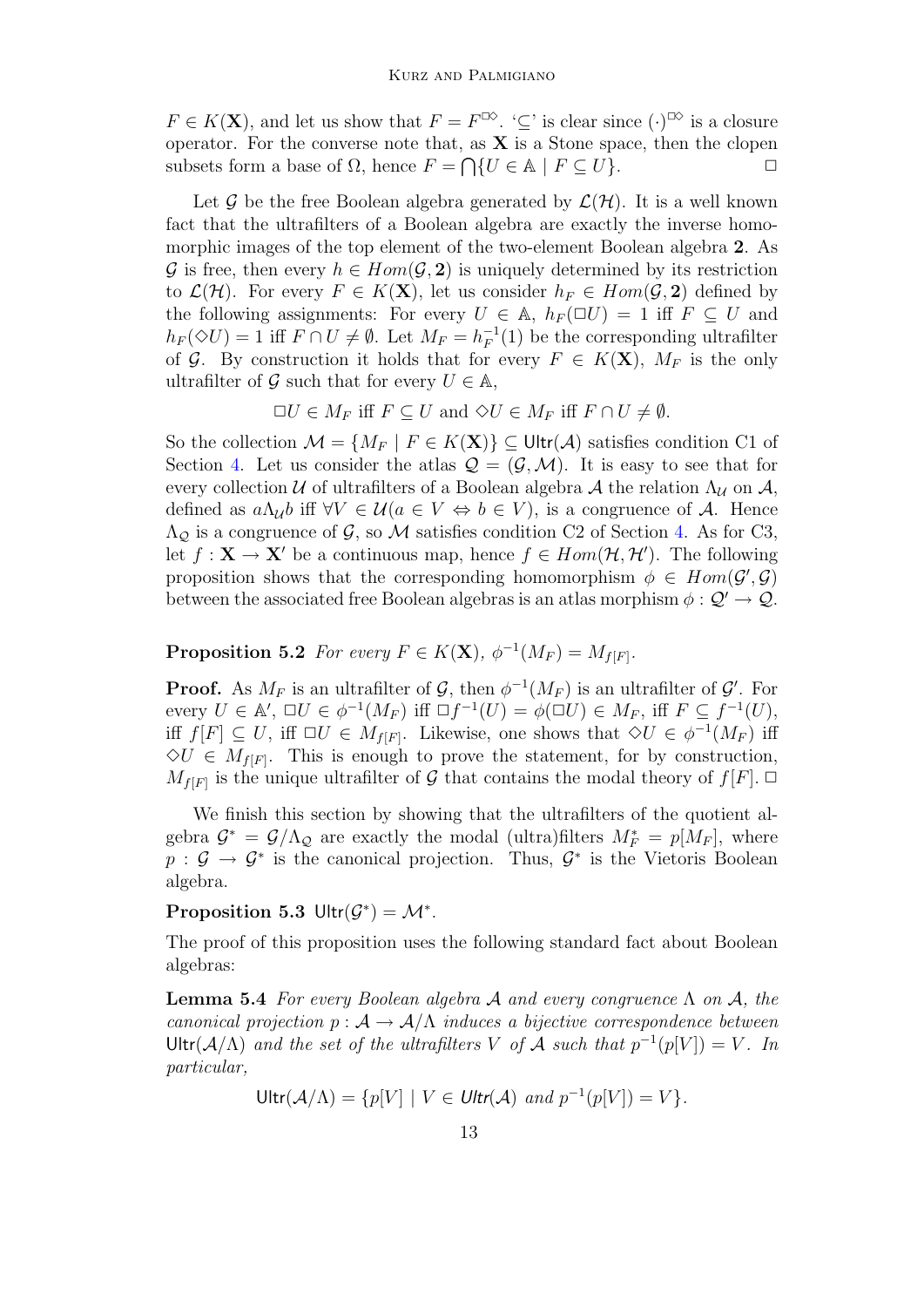$F \in K(\mathbf{X})$, and let us show that $F = F^{\Box\Diamond}$. '$\subseteq$' is clear since $(\cdot)^{\Box\Diamond}$ is a closure operator. For the converse note that, as $\mathbf{X}$ is a Stone space, then the clopen subsets form a base of $\Omega$, hence $F = \bigcap\{U \in \mathbb{A} \mid F \subseteq U\}$. $\Box$

Let $\mathcal{G}$ be the free Boolean algebra generated by $\mathcal{L}(\mathcal{H})$. It is a well known fact that the ultrafilters of a Boolean algebra are exactly the inverse homomorphic images of the top element of the two-element Boolean algebra $\mathbf{2}$. As $\mathcal{G}$ is free, then every $h \in Hom(\mathcal{G}, \mathbf{2})$ is uniquely determined by its restriction to $\mathcal{L}(\mathcal{H})$. For every $F \in K(\mathbf{X})$, let us consider $h_F \in Hom(\mathcal{G}, \mathbf{2})$ defined by the following assignments: For every $U \in \mathbb{A}$, $h_F(\Box U) = 1$ iff $F \subseteq U$ and $h_F(\Diamond U) = 1$ iff $F \cap U \neq \emptyset$. Let $M_F = h_F^{-1}(1)$ be the corresponding ultrafilter of $\mathcal{G}$. By construction it holds that for every $F \in K(\mathbf{X})$, $M_F$ is the only ultrafilter of $\mathcal{G}$ such that for every $U \in \mathbb{A}$,

$$\Box U \in M_F \text{ iff } F \subseteq U \text{ and } \Diamond U \in M_F \text{ iff } F \cap U \neq \emptyset.$$

So the collection $\mathcal{M} = \{M_F \mid F \in K(\mathbf{X})\} \subseteq \mathsf{Ultr}(\mathcal{A})$ satisfies condition C1 of Section 4. Let us consider the atlas $\mathcal{Q} = (\mathcal{G}, \mathcal{M})$. It is easy to see that for every collection $\mathcal{U}$ of ultrafilters of a Boolean algebra $\mathcal{A}$ the relation $\Lambda_{\mathcal{U}}$ on $\mathcal{A}$, defined as $a\Lambda_{\mathcal{U}}b$ iff $\forall V \in \mathcal{U}(a \in V \Leftrightarrow b \in V)$, is a congruence of $\mathcal{A}$. Hence $\Lambda_{\mathcal{Q}}$ is a congruence of $\mathcal{G}$, so $\mathcal{M}$ satisfies condition C2 of Section 4. As for C3, let $f : \mathbf{X} \to \mathbf{X}'$ be a continuous map, hence $f \in Hom(\mathcal{H}, \mathcal{H}')$. The following proposition shows that the corresponding homomorphism $\phi \in Hom(\mathcal{G}', \mathcal{G})$ between the associated free Boolean algebras is an atlas morphism $\phi : \mathcal{Q}' \to \mathcal{Q}$.

**Proposition 5.2** *For every $F \in K(\mathbf{X})$, $\phi^{-1}(M_F) = M_{f[F]}$.*

**Proof.** As $M_F$ is an ultrafilter of $\mathcal{G}$, then $\phi^{-1}(M_F)$ is an ultrafilter of $\mathcal{G}'$. For every $U \in \mathbb{A}'$, $\Box U \in \phi^{-1}(M_F)$ iff $\Box f^{-1}(U) = \phi(\Box U) \in M_F$, iff $F \subseteq f^{-1}(U)$, iff $f[F] \subseteq U$, iff $\Box U \in M_{f[F]}$. Likewise, one shows that $\Diamond U \in \phi^{-1}(M_F)$ iff $\Diamond U \in M_{f[F]}$. This is enough to prove the statement, for by construction, $M_{f[F]}$ is the unique ultrafilter of $\mathcal{G}$ that contains the modal theory of $f[F]$. $\Box$

We finish this section by showing that the ultrafilters of the quotient algebra $\mathcal{G}^* = \mathcal{G}/\Lambda_{\mathcal{Q}}$ are exactly the modal (ultra)filters $M_F^* = p[M_F]$, where $p : \mathcal{G} \to \mathcal{G}^*$ is the canonical projection. Thus, $\mathcal{G}^*$ is the Vietoris Boolean algebra.

**Proposition 5.3** $\mathsf{Ultr}(\mathcal{G}^*) = \mathcal{M}^*$.

The proof of this proposition uses the following standard fact about Boolean algebras:

**Lemma 5.4** *For every Boolean algebra $\mathcal{A}$ and every congruence $\Lambda$ on $\mathcal{A}$, the canonical projection $p : \mathcal{A} \to \mathcal{A}/\Lambda$ induces a bijective correspondence between $\mathsf{Ultr}(\mathcal{A}/\Lambda)$ and the set of the ultrafilters $V$ of $\mathcal{A}$ such that $p^{-1}(p[V]) = V$. In particular,*

$$\mathsf{Ultr}(\mathcal{A}/\Lambda) = \{p[V] \mid V \in \mathsf{Ultr}(\mathcal{A}) \text{ and } p^{-1}(p[V]) = V\}.$$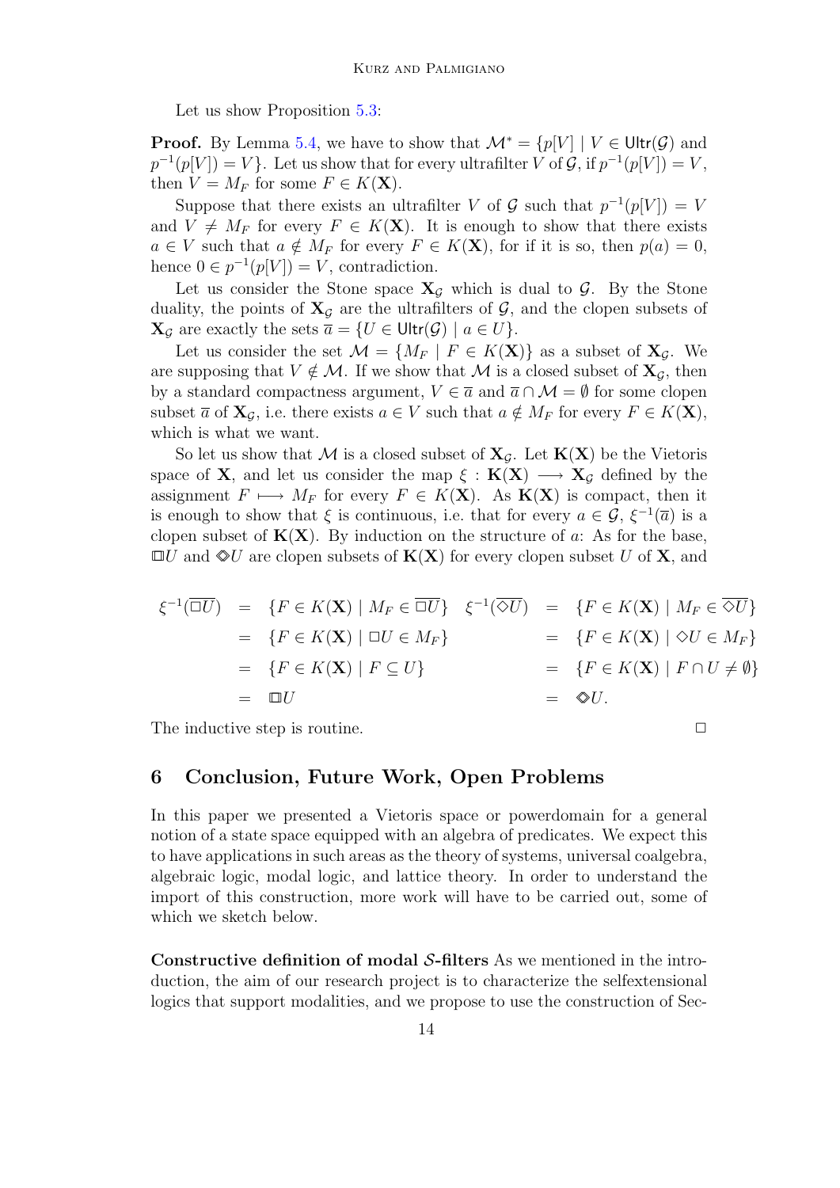Let us show Proposition 5.3:

**Proof.** By Lemma 5.4, we have to show that $\mathcal{M}^* = \{p[V] \mid V \in \mathsf{Ultr}(\mathcal{G})$ and $p^{-1}(p[V]) = V\}$. Let us show that for every ultrafilter $V$ of $\mathcal{G}$, if $p^{-1}(p[V]) = V$, then $V = M_F$ for some $F \in K(\mathbf{X})$.

Suppose that there exists an ultrafilter $V$ of $\mathcal{G}$ such that $p^{-1}(p[V]) = V$ and $V \neq M_F$ for every $F \in K(\mathbf{X})$. It is enough to show that there exists $a \in V$ such that $a \notin M_F$ for every $F \in K(\mathbf{X})$, for if it is so, then $p(a) = 0$, hence $0 \in p^{-1}(p[V]) = V$, contradiction.

Let us consider the Stone space $\mathbf{X}_\mathcal{G}$ which is dual to $\mathcal{G}$. By the Stone duality, the points of $\mathbf{X}_\mathcal{G}$ are the ultrafilters of $\mathcal{G}$, and the clopen subsets of $\mathbf{X}_\mathcal{G}$ are exactly the sets $\overline{a} = \{U \in \mathsf{Ultr}(\mathcal{G}) \mid a \in U\}$.

Let us consider the set $\mathcal{M} = \{M_F \mid F \in K(\mathbf{X})\}$ as a subset of $\mathbf{X}_\mathcal{G}$. We are supposing that $V \notin \mathcal{M}$. If we show that $\mathcal{M}$ is a closed subset of $\mathbf{X}_\mathcal{G}$, then by a standard compactness argument, $V \in \overline{a}$ and $\overline{a} \cap \mathcal{M} = \emptyset$ for some clopen subset $\overline{a}$ of $\mathbf{X}_\mathcal{G}$, i.e. there exists $a \in V$ such that $a \notin M_F$ for every $F \in K(\mathbf{X})$, which is what we want.

So let us show that $\mathcal{M}$ is a closed subset of $\mathbf{X}_\mathcal{G}$. Let $\mathbf{K}(\mathbf{X})$ be the Vietoris space of $\mathbf{X}$, and let us consider the map $\xi : \mathbf{K}(\mathbf{X}) \longrightarrow \mathbf{X}_\mathcal{G}$ defined by the assignment $F \longmapsto M_F$ for every $F \in K(\mathbf{X})$. As $\mathbf{K}(\mathbf{X})$ is compact, then it is enough to show that $\xi$ is continuous, i.e. that for every $a \in \mathcal{G}$, $\xi^{-1}(\overline{a})$ is a clopen subset of $\mathbf{K}(\mathbf{X})$. By induction on the structure of $a$: As for the base, $\boxdot U$ and $\diamondsuit U$ are clopen subsets of $\mathbf{K}(\mathbf{X})$ for every clopen subset $U$ of $\mathbf{X}$, and

$$
\begin{aligned}
\xi^{-1}(\overline{\Box U}) &= \{F \in K(\mathbf{X}) \mid M_F \in \overline{\Box U}\} & \xi^{-1}(\overline{\Diamond U}) &= \{F \in K(\mathbf{X}) \mid M_F \in \overline{\Diamond U}\} \\
&= \{F \in K(\mathbf{X}) \mid \Box U \in M_F\} & &= \{F \in K(\mathbf{X}) \mid \Diamond U \in M_F\} \\
&= \{F \in K(\mathbf{X}) \mid F \subseteq U\} & &= \{F \in K(\mathbf{X}) \mid F \cap U \neq \emptyset\} \\
&= \boxdot U & &= \diamondsuit U.
\end{aligned}
$$

The inductive step is routine. $\square$

## 6 Conclusion, Future Work, Open Problems

In this paper we presented a Vietoris space or powerdomain for a general notion of a state space equipped with an algebra of predicates. We expect this to have applications in such areas as the theory of systems, universal coalgebra, algebraic logic, modal logic, and lattice theory. In order to understand the import of this construction, more work will have to be carried out, some of which we sketch below.

**Constructive definition of modal $\mathcal{S}$-filters** As we mentioned in the introduction, the aim of our research project is to characterize the selfextensional logics that support modalities, and we propose to use the construction of Sec-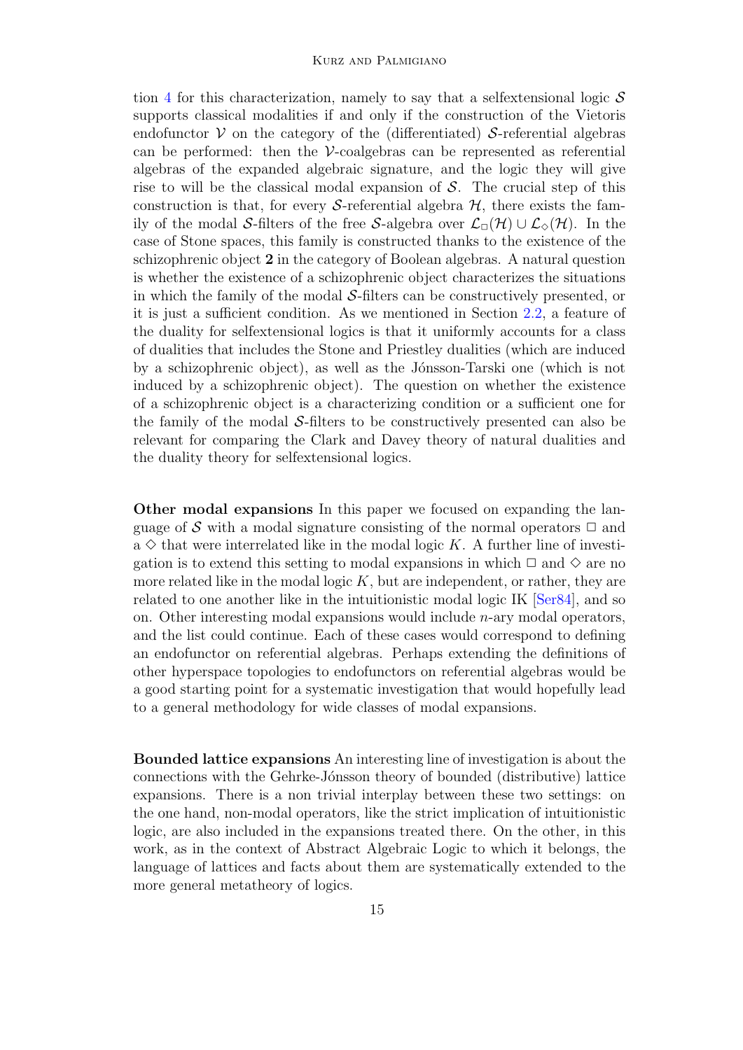tion 4 for this characterization, namely to say that a selfextensional logic $\mathcal{S}$ supports classical modalities if and only if the construction of the Vietoris endofunctor $\mathcal{V}$ on the category of the (differentiated) $\mathcal{S}$-referential algebras can be performed: then the $\mathcal{V}$-coalgebras can be represented as referential algebras of the expanded algebraic signature, and the logic they will give rise to will be the classical modal expansion of $\mathcal{S}$. The crucial step of this construction is that, for every $\mathcal{S}$-referential algebra $\mathcal{H}$, there exists the family of the modal $\mathcal{S}$-filters of the free $\mathcal{S}$-algebra over $\mathcal{L}_{\Box}(\mathcal{H}) \cup \mathcal{L}_{\Diamond}(\mathcal{H})$. In the case of Stone spaces, this family is constructed thanks to the existence of the schizophrenic object **2** in the category of Boolean algebras. A natural question is whether the existence of a schizophrenic object characterizes the situations in which the family of the modal $\mathcal{S}$-filters can be constructively presented, or it is just a sufficient condition. As we mentioned in Section 2.2, a feature of the duality for selfextensional logics is that it uniformly accounts for a class of dualities that includes the Stone and Priestley dualities (which are induced by a schizophrenic object), as well as the Jónsson-Tarski one (which is not induced by a schizophrenic object). The question on whether the existence of a schizophrenic object is a characterizing condition or a sufficient one for the family of the modal $\mathcal{S}$-filters to be constructively presented can also be relevant for comparing the Clark and Davey theory of natural dualities and the duality theory for selfextensional logics.

**Other modal expansions** In this paper we focused on expanding the language of $\mathcal{S}$ with a modal signature consisting of the normal operators $\Box$ and a $\Diamond$ that were interrelated like in the modal logic $K$. A further line of investigation is to extend this setting to modal expansions in which $\Box$ and $\Diamond$ are no more related like in the modal logic $K$, but are independent, or rather, they are related to one another like in the intuitionistic modal logic IK [Ser84], and so on. Other interesting modal expansions would include $n$-ary modal operators, and the list could continue. Each of these cases would correspond to defining an endofunctor on referential algebras. Perhaps extending the definitions of other hyperspace topologies to endofunctors on referential algebras would be a good starting point for a systematic investigation that would hopefully lead to a general methodology for wide classes of modal expansions.

**Bounded lattice expansions** An interesting line of investigation is about the connections with the Gehrke-Jónsson theory of bounded (distributive) lattice expansions. There is a non trivial interplay between these two settings: on the one hand, non-modal operators, like the strict implication of intuitionistic logic, are also included in the expansions treated there. On the other, in this work, as in the context of Abstract Algebraic Logic to which it belongs, the language of lattices and facts about them are systematically extended to the more general metatheory of logics.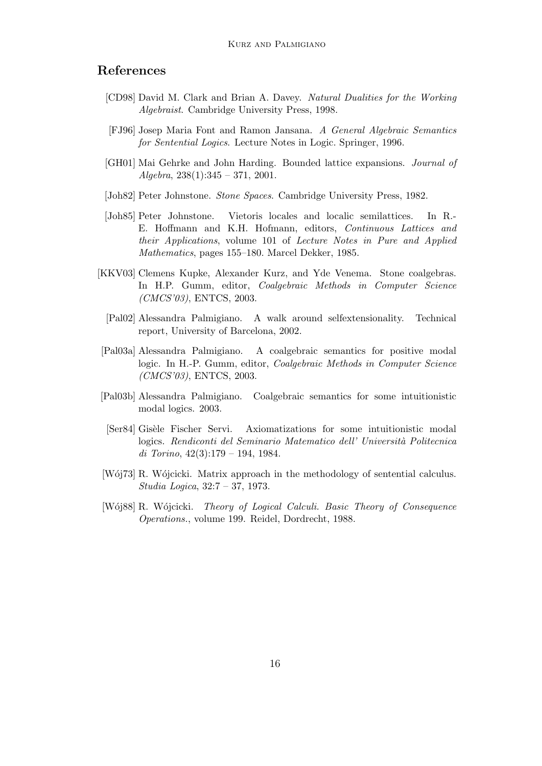## References

[CD98] David M. Clark and Brian A. Davey. *Natural Dualities for the Working Algebraist*. Cambridge University Press, 1998.

[FJ96] Josep Maria Font and Ramon Jansana. *A General Algebraic Semantics for Sentential Logics*. Lecture Notes in Logic. Springer, 1996.

[GH01] Mai Gehrke and John Harding. Bounded lattice expansions. *Journal of Algebra*, 238(1):345 – 371, 2001.

[Joh82] Peter Johnstone. *Stone Spaces*. Cambridge University Press, 1982.

[Joh85] Peter Johnstone. Vietoris locales and localic semilattices. In R.-E. Hoffmann and K.H. Hofmann, editors, *Continuous Lattices and their Applications*, volume 101 of *Lecture Notes in Pure and Applied Mathematics*, pages 155–180. Marcel Dekker, 1985.

[KKV03] Clemens Kupke, Alexander Kurz, and Yde Venema. Stone coalgebras. In H.P. Gumm, editor, *Coalgebraic Methods in Computer Science (CMCS'03)*, ENTCS, 2003.

[Pal02] Alessandra Palmigiano. A walk around selfextensionality. Technical report, University of Barcelona, 2002.

[Pal03a] Alessandra Palmigiano. A coalgebraic semantics for positive modal logic. In H.-P. Gumm, editor, *Coalgebraic Methods in Computer Science (CMCS'03)*, ENTCS, 2003.

[Pal03b] Alessandra Palmigiano. Coalgebraic semantics for some intuitionistic modal logics. 2003.

[Ser84] Gisèle Fischer Servi. Axiomatizations for some intuitionistic modal logics. *Rendiconti del Seminario Matematico dell' Università Politecnica di Torino*, 42(3):179 – 194, 1984.

[Wój73] R. Wójcicki. Matrix approach in the methodology of sentential calculus. *Studia Logica*, 32:7 – 37, 1973.

[Wój88] R. Wójcicki. *Theory of Logical Calculi. Basic Theory of Consequence Operations.*, volume 199. Reidel, Dordrecht, 1988.